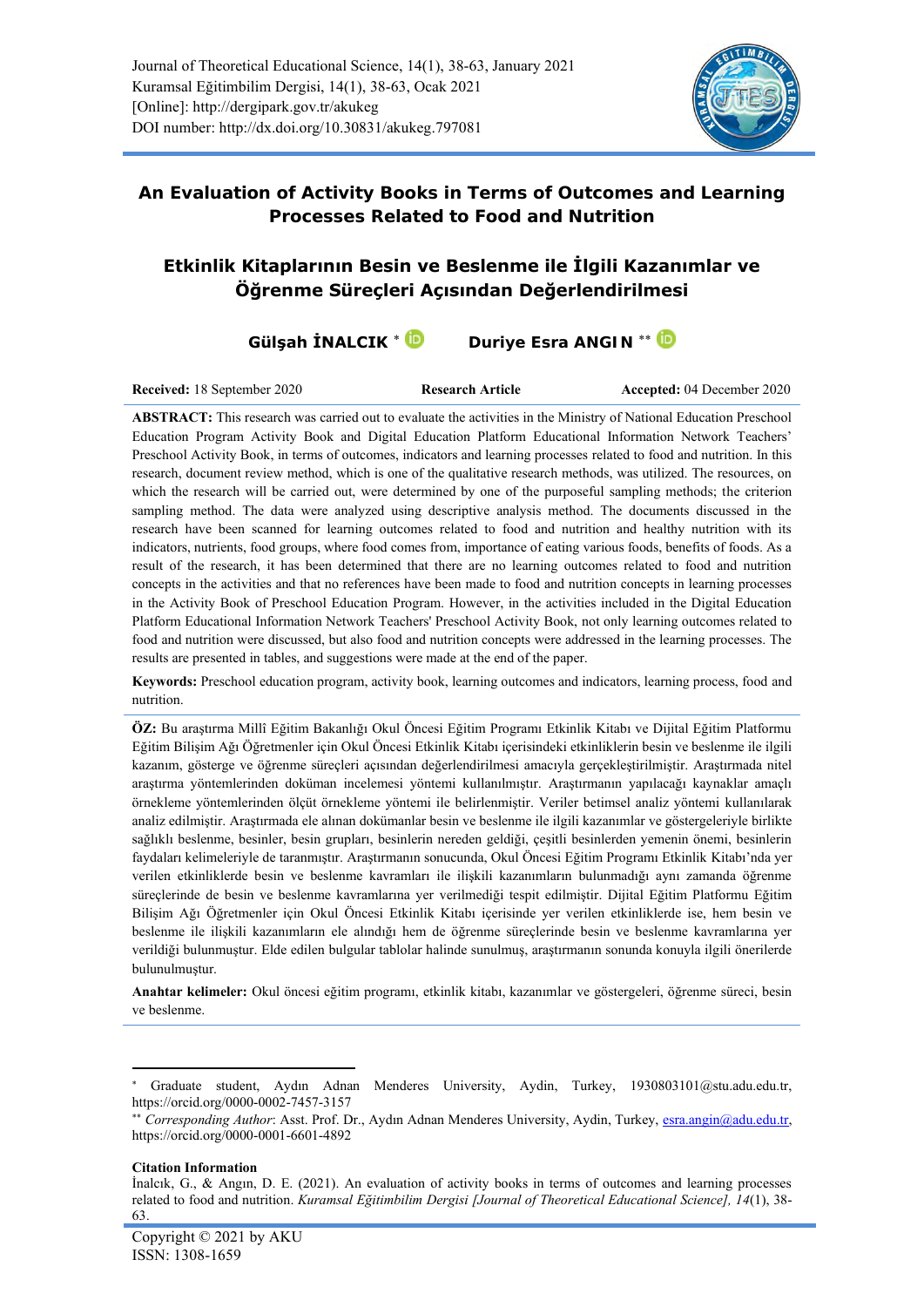Journal of Theoretical Educational Science, 14(1), 38-63, January 2021
Kuramsal Eğitimbilim Dergisi, 14(1), 38-63, Ocak 2021
[Online]: http://dergipark.gov.tr/akukeg
DOI number: http://dx.doi.org/10.30831/akukeg.797081

# An Evaluation of Activity Books in Terms of Outcomes and Learning Processes Related to Food and Nutrition

# Etkinlik Kitaplarının Besin ve Beslenme ile İlgili Kazanımlar ve Öğrenme Süreçleri Açısından Değerlendirilmesi

**Gülşah İNALCIK** * **Duriye Esra ANGIN** **

**Received:** 18 September 2020 **Research Article** **Accepted:** 04 December 2020

**ABSTRACT:** This research was carried out to evaluate the activities in the Ministry of National Education Preschool Education Program Activity Book and Digital Education Platform Educational Information Network Teachers' Preschool Activity Book, in terms of outcomes, indicators and learning processes related to food and nutrition. In this research, document review method, which is one of the qualitative research methods, was utilized. The resources, on which the research will be carried out, were determined by one of the purposeful sampling methods; the criterion sampling method. The data were analyzed using descriptive analysis method. The documents discussed in the research have been scanned for learning outcomes related to food and nutrition and healthy nutrition with its indicators, nutrients, food groups, where food comes from, importance of eating various foods, benefits of foods. As a result of the research, it has been determined that there are no learning outcomes related to food and nutrition concepts in the activities and that no references have been made to food and nutrition concepts in learning processes in the Activity Book of Preschool Education Program. However, in the activities included in the Digital Education Platform Educational Information Network Teachers' Preschool Activity Book, not only learning outcomes related to food and nutrition were discussed, but also food and nutrition concepts were addressed in the learning processes. The results are presented in tables, and suggestions were made at the end of the paper.

**Keywords:** Preschool education program, activity book, learning outcomes and indicators, learning process, food and nutrition.

**ÖZ:** Bu araştırma Millî Eğitim Bakanlığı Okul Öncesi Eğitim Programı Etkinlik Kitabı ve Dijital Eğitim Platformu Eğitim Bilişim Ağı Öğretmenler için Okul Öncesi Etkinlik Kitabı içerisindeki etkinliklerin besin ve beslenme ile ilgili kazanım, gösterge ve öğrenme süreçleri açısından değerlendirilmesi amacıyla gerçekleştirilmiştir. Araştırmada nitel araştırma yöntemlerinden doküman incelemesi yöntemi kullanılmıştır. Araştırmanın yapılacağı kaynaklar amaçlı örnekleme yöntemlerinden ölçüt örnekleme yöntemi ile belirlenmiştir. Veriler betimsel analiz yöntemi kullanılarak analiz edilmiştir. Araştırmada ele alınan dokümanlar besin ve beslenme ile ilgili kazanımlar ve göstergeleriyle birlikte sağlıklı beslenme, besinler, besin grupları, besinlerin nereden geldiği, çeşitli besinlerden yemenin önemi, besinlerin faydaları kelimeleriyle de taranmıştır. Araştırmanın sonucunda, Okul Öncesi Eğitim Programı Etkinlik Kitabı'nda yer verilen etkinliklerde besin ve beslenme kavramları ile ilişkili kazanımların bulunmadığı aynı zamanda öğrenme süreçlerinde de besin ve beslenme kavramlarına yer verilmediği tespit edilmiştir. Dijital Eğitim Platformu Eğitim Bilişim Ağı Öğretmenler için Okul Öncesi Etkinlik Kitabı içerisinde yer verilen etkinliklerde ise, hem besin ve beslenme ile ilişkili kazanımların ele alındığı hem de öğrenme süreçlerinde besin ve beslenme kavramlarına yer verildiği bulunmuştur. Elde edilen bulgular tablolar halinde sunulmuş, araştırmanın sonunda konuyla ilgili önerilerde bulunulmuştur.

**Anahtar kelimeler:** Okul öncesi eğitim programı, etkinlik kitabı, kazanımlar ve göstergeleri, öğrenme süreci, besin ve beslenme.

---

[*] Graduate student, Aydın Adnan Menderes University, Aydin, Turkey, 1930803101@stu.adu.edu.tr, https://orcid.org/0000-0002-7457-3157

[**] *Corresponding Author*: Asst. Prof. Dr., Aydın Adnan Menderes University, Aydin, Turkey, esra.angin@adu.edu.tr, https://orcid.org/0000-0001-6601-4892

**Citation Information**

İnalcık, G., & Angın, D. E. (2021). An evaluation of activity books in terms of outcomes and learning processes related to food and nutrition. *Kuramsal Eğitimbilim Dergisi [Journal of Theoretical Educational Science], 14*(1), 38-63.

Copyright © 2021 by AKU
ISSN: 1308-1659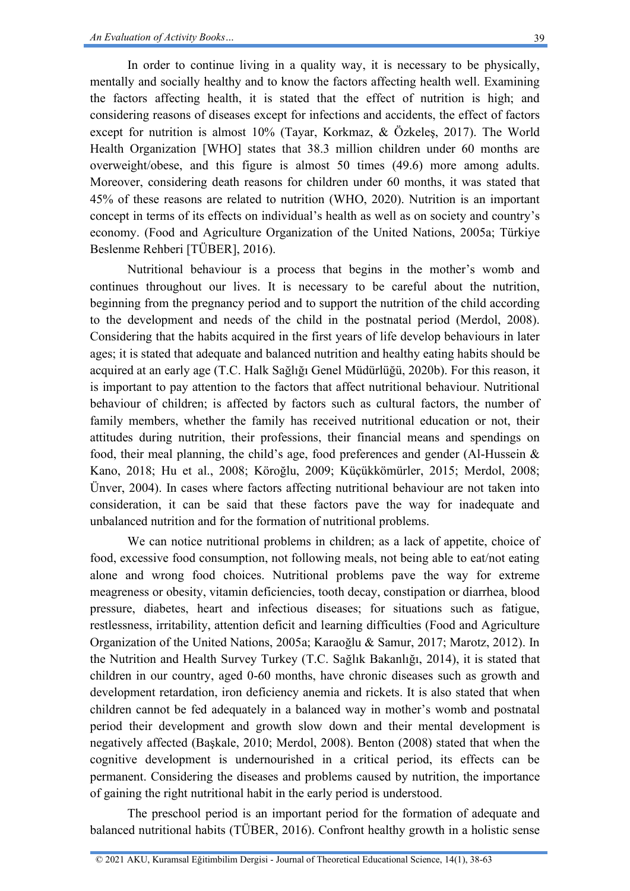In order to continue living in a quality way, it is necessary to be physically, mentally and socially healthy and to know the factors affecting health well. Examining the factors affecting health, it is stated that the effect of nutrition is high; and considering reasons of diseases except for infections and accidents, the effect of factors except for nutrition is almost 10% (Tayar, Korkmaz, & Özkeleş, 2017). The World Health Organization [WHO] states that 38.3 million children under 60 months are overweight/obese, and this figure is almost 50 times (49.6) more among adults. Moreover, considering death reasons for children under 60 months, it was stated that 45% of these reasons are related to nutrition (WHO, 2020). Nutrition is an important concept in terms of its effects on individual's health as well as on society and country's economy. (Food and Agriculture Organization of the United Nations, 2005a; Türkiye Beslenme Rehberi [TÜBER], 2016).

Nutritional behaviour is a process that begins in the mother's womb and continues throughout our lives. It is necessary to be careful about the nutrition, beginning from the pregnancy period and to support the nutrition of the child according to the development and needs of the child in the postnatal period (Merdol, 2008). Considering that the habits acquired in the first years of life develop behaviours in later ages; it is stated that adequate and balanced nutrition and healthy eating habits should be acquired at an early age (T.C. Halk Sağlığı Genel Müdürlüğü, 2020b). For this reason, it is important to pay attention to the factors that affect nutritional behaviour. Nutritional behaviour of children; is affected by factors such as cultural factors, the number of family members, whether the family has received nutritional education or not, their attitudes during nutrition, their professions, their financial means and spendings on food, their meal planning, the child's age, food preferences and gender (Al-Hussein & Kano, 2018; Hu et al., 2008; Köroğlu, 2009; Küçükkömürler, 2015; Merdol, 2008; Ünver, 2004). In cases where factors affecting nutritional behaviour are not taken into consideration, it can be said that these factors pave the way for inadequate and unbalanced nutrition and for the formation of nutritional problems.

We can notice nutritional problems in children; as a lack of appetite, choice of food, excessive food consumption, not following meals, not being able to eat/not eating alone and wrong food choices. Nutritional problems pave the way for extreme meagreness or obesity, vitamin deficiencies, tooth decay, constipation or diarrhea, blood pressure, diabetes, heart and infectious diseases; for situations such as fatigue, restlessness, irritability, attention deficit and learning difficulties (Food and Agriculture Organization of the United Nations, 2005a; Karaoğlu & Samur, 2017; Marotz, 2012). In the Nutrition and Health Survey Turkey (T.C. Sağlık Bakanlığı, 2014), it is stated that children in our country, aged 0-60 months, have chronic diseases such as growth and development retardation, iron deficiency anemia and rickets. It is also stated that when children cannot be fed adequately in a balanced way in mother's womb and postnatal period their development and growth slow down and their mental development is negatively affected (Başkale, 2010; Merdol, 2008). Benton (2008) stated that when the cognitive development is undernourished in a critical period, its effects can be permanent. Considering the diseases and problems caused by nutrition, the importance of gaining the right nutritional habit in the early period is understood.

The preschool period is an important period for the formation of adequate and balanced nutritional habits (TÜBER, 2016). Confront healthy growth in a holistic sense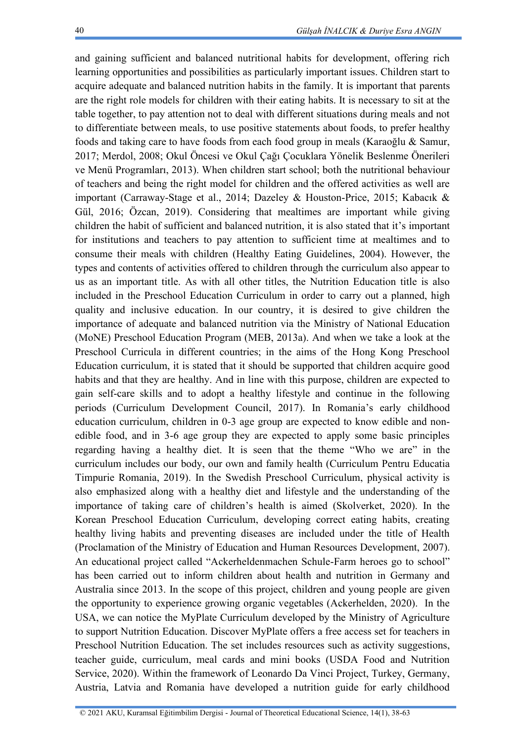and gaining sufficient and balanced nutritional habits for development, offering rich learning opportunities and possibilities as particularly important issues. Children start to acquire adequate and balanced nutrition habits in the family. It is important that parents are the right role models for children with their eating habits. It is necessary to sit at the table together, to pay attention not to deal with different situations during meals and not to differentiate between meals, to use positive statements about foods, to prefer healthy foods and taking care to have foods from each food group in meals (Karaoğlu & Samur, 2017; Merdol, 2008; Okul Öncesi ve Okul Çağı Çocuklara Yönelik Beslenme Önerileri ve Menü Programları, 2013). When children start school; both the nutritional behaviour of teachers and being the right model for children and the offered activities as well are important (Carraway-Stage et al., 2014; Dazeley & Houston-Price, 2015; Kabacık & Gül, 2016; Özcan, 2019). Considering that mealtimes are important while giving children the habit of sufficient and balanced nutrition, it is also stated that it's important for institutions and teachers to pay attention to sufficient time at mealtimes and to consume their meals with children (Healthy Eating Guidelines, 2004). However, the types and contents of activities offered to children through the curriculum also appear to us as an important title. As with all other titles, the Nutrition Education title is also included in the Preschool Education Curriculum in order to carry out a planned, high quality and inclusive education. In our country, it is desired to give children the importance of adequate and balanced nutrition via the Ministry of National Education (MoNE) Preschool Education Program (MEB, 2013a). And when we take a look at the Preschool Curricula in different countries; in the aims of the Hong Kong Preschool Education curriculum, it is stated that it should be supported that children acquire good habits and that they are healthy. And in line with this purpose, children are expected to gain self-care skills and to adopt a healthy lifestyle and continue in the following periods (Curriculum Development Council, 2017). In Romania's early childhood education curriculum, children in 0-3 age group are expected to know edible and non-edible food, and in 3-6 age group they are expected to apply some basic principles regarding having a healthy diet. It is seen that the theme "Who we are" in the curriculum includes our body, our own and family health (Curriculum Pentru Educatia Timpurie Romania, 2019). In the Swedish Preschool Curriculum, physical activity is also emphasized along with a healthy diet and lifestyle and the understanding of the importance of taking care of children's health is aimed (Skolverket, 2020). In the Korean Preschool Education Curriculum, developing correct eating habits, creating healthy living habits and preventing diseases are included under the title of Health (Proclamation of the Ministry of Education and Human Resources Development, 2007). An educational project called "Ackerheldenmachen Schule-Farm heroes go to school" has been carried out to inform children about health and nutrition in Germany and Australia since 2013. In the scope of this project, children and young people are given the opportunity to experience growing organic vegetables (Ackerhelden, 2020). In the USA, we can notice the MyPlate Curriculum developed by the Ministry of Agriculture to support Nutrition Education. Discover MyPlate offers a free access set for teachers in Preschool Nutrition Education. The set includes resources such as activity suggestions, teacher guide, curriculum, meal cards and mini books (USDA Food and Nutrition Service, 2020). Within the framework of Leonardo Da Vinci Project, Turkey, Germany, Austria, Latvia and Romania have developed a nutrition guide for early childhood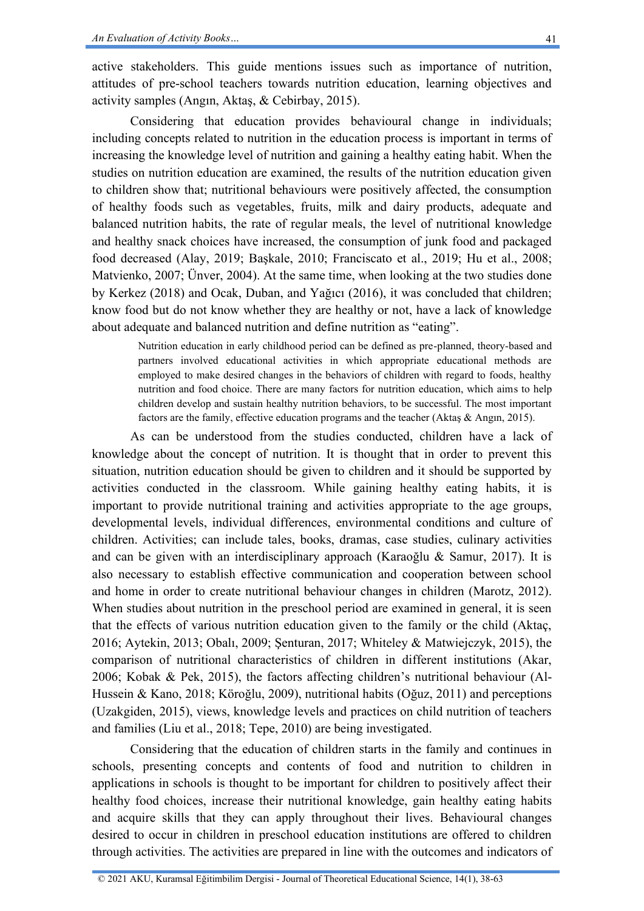active stakeholders. This guide mentions issues such as importance of nutrition, attitudes of pre-school teachers towards nutrition education, learning objectives and activity samples (Angın, Aktaş, & Cebirbay, 2015).

Considering that education provides behavioural change in individuals; including concepts related to nutrition in the education process is important in terms of increasing the knowledge level of nutrition and gaining a healthy eating habit. When the studies on nutrition education are examined, the results of the nutrition education given to children show that; nutritional behaviours were positively affected, the consumption of healthy foods such as vegetables, fruits, milk and dairy products, adequate and balanced nutrition habits, the rate of regular meals, the level of nutritional knowledge and healthy snack choices have increased, the consumption of junk food and packaged food decreased (Alay, 2019; Başkale, 2010; Franciscato et al., 2019; Hu et al., 2008; Matvienko, 2007; Ünver, 2004). At the same time, when looking at the two studies done by Kerkez (2018) and Ocak, Duban, and Yağıcı (2016), it was concluded that children; know food but do not know whether they are healthy or not, have a lack of knowledge about adequate and balanced nutrition and define nutrition as "eating".

> Nutrition education in early childhood period can be defined as pre-planned, theory-based and partners involved educational activities in which appropriate educational methods are employed to make desired changes in the behaviors of children with regard to foods, healthy nutrition and food choice. There are many factors for nutrition education, which aims to help children develop and sustain healthy nutrition behaviors, to be successful. The most important factors are the family, effective education programs and the teacher (Aktaş & Angın, 2015).

As can be understood from the studies conducted, children have a lack of knowledge about the concept of nutrition. It is thought that in order to prevent this situation, nutrition education should be given to children and it should be supported by activities conducted in the classroom. While gaining healthy eating habits, it is important to provide nutritional training and activities appropriate to the age groups, developmental levels, individual differences, environmental conditions and culture of children. Activities; can include tales, books, dramas, case studies, culinary activities and can be given with an interdisciplinary approach (Karaoğlu & Samur, 2017). It is also necessary to establish effective communication and cooperation between school and home in order to create nutritional behaviour changes in children (Marotz, 2012). When studies about nutrition in the preschool period are examined in general, it is seen that the effects of various nutrition education given to the family or the child (Aktaç, 2016; Aytekin, 2013; Obalı, 2009; Şenturan, 2017; Whiteley & Matwiejczyk, 2015), the comparison of nutritional characteristics of children in different institutions (Akar, 2006; Kobak & Pek, 2015), the factors affecting children's nutritional behaviour (Al-Hussein & Kano, 2018; Köroğlu, 2009), nutritional habits (Oğuz, 2011) and perceptions (Uzakgiden, 2015), views, knowledge levels and practices on child nutrition of teachers and families (Liu et al., 2018; Tepe, 2010) are being investigated.

Considering that the education of children starts in the family and continues in schools, presenting concepts and contents of food and nutrition to children in applications in schools is thought to be important for children to positively affect their healthy food choices, increase their nutritional knowledge, gain healthy eating habits and acquire skills that they can apply throughout their lives. Behavioural changes desired to occur in children in preschool education institutions are offered to children through activities. The activities are prepared in line with the outcomes and indicators of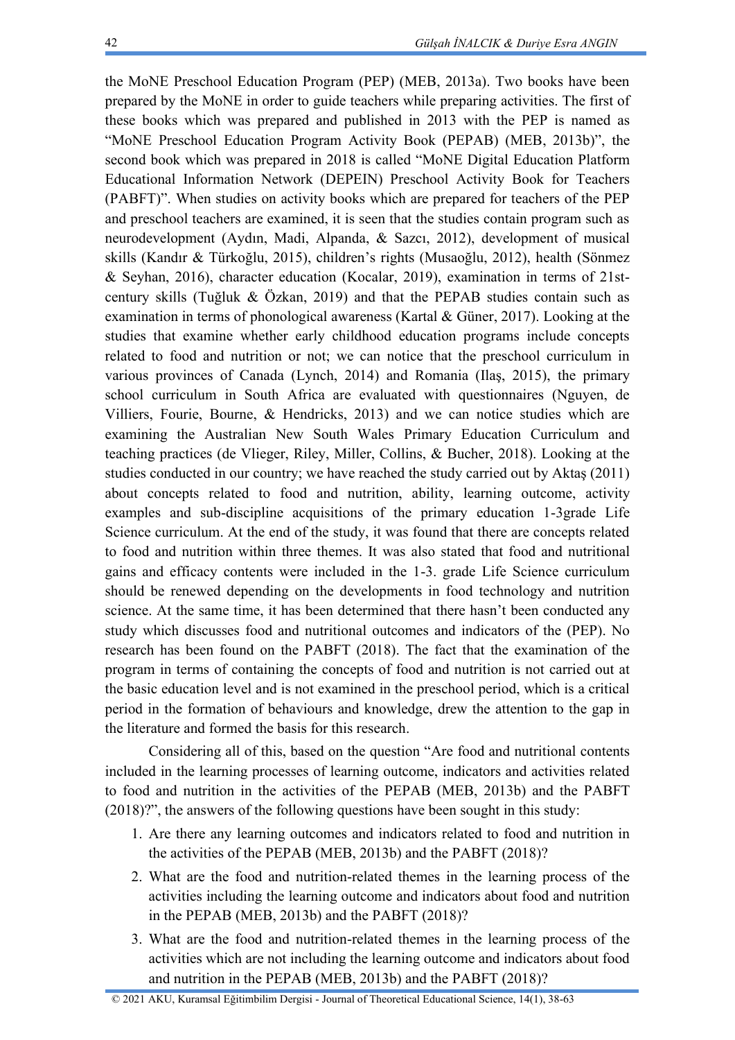the MoNE Preschool Education Program (PEP) (MEB, 2013a). Two books have been prepared by the MoNE in order to guide teachers while preparing activities. The first of these books which was prepared and published in 2013 with the PEP is named as "MoNE Preschool Education Program Activity Book (PEPAB) (MEB, 2013b)", the second book which was prepared in 2018 is called "MoNE Digital Education Platform Educational Information Network (DEPEIN) Preschool Activity Book for Teachers (PABFT)". When studies on activity books which are prepared for teachers of the PEP and preschool teachers are examined, it is seen that the studies contain program such as neurodevelopment (Aydın, Madi, Alpanda, & Sazcı, 2012), development of musical skills (Kandır & Türkoğlu, 2015), children's rights (Musaoğlu, 2012), health (Sönmez & Seyhan, 2016), character education (Kocalar, 2019), examination in terms of 21st-century skills (Tuğluk & Özkan, 2019) and that the PEPAB studies contain such as examination in terms of phonological awareness (Kartal & Güner, 2017). Looking at the studies that examine whether early childhood education programs include concepts related to food and nutrition or not; we can notice that the preschool curriculum in various provinces of Canada (Lynch, 2014) and Romania (Ilaş, 2015), the primary school curriculum in South Africa are evaluated with questionnaires (Nguyen, de Villiers, Fourie, Bourne, & Hendricks, 2013) and we can notice studies which are examining the Australian New South Wales Primary Education Curriculum and teaching practices (de Vlieger, Riley, Miller, Collins, & Bucher, 2018). Looking at the studies conducted in our country; we have reached the study carried out by Aktaş (2011) about concepts related to food and nutrition, ability, learning outcome, activity examples and sub-discipline acquisitions of the primary education 1-3grade Life Science curriculum. At the end of the study, it was found that there are concepts related to food and nutrition within three themes. It was also stated that food and nutritional gains and efficacy contents were included in the 1-3. grade Life Science curriculum should be renewed depending on the developments in food technology and nutrition science. At the same time, it has been determined that there hasn't been conducted any study which discusses food and nutritional outcomes and indicators of the (PEP). No research has been found on the PABFT (2018). The fact that the examination of the program in terms of containing the concepts of food and nutrition is not carried out at the basic education level and is not examined in the preschool period, which is a critical period in the formation of behaviours and knowledge, drew the attention to the gap in the literature and formed the basis for this research.

Considering all of this, based on the question "Are food and nutritional contents included in the learning processes of learning outcome, indicators and activities related to food and nutrition in the activities of the PEPAB (MEB, 2013b) and the PABFT (2018)?", the answers of the following questions have been sought in this study:

1. Are there any learning outcomes and indicators related to food and nutrition in the activities of the PEPAB (MEB, 2013b) and the PABFT (2018)?
2. What are the food and nutrition-related themes in the learning process of the activities including the learning outcome and indicators about food and nutrition in the PEPAB (MEB, 2013b) and the PABFT (2018)?
3. What are the food and nutrition-related themes in the learning process of the activities which are not including the learning outcome and indicators about food and nutrition in the PEPAB (MEB, 2013b) and the PABFT (2018)?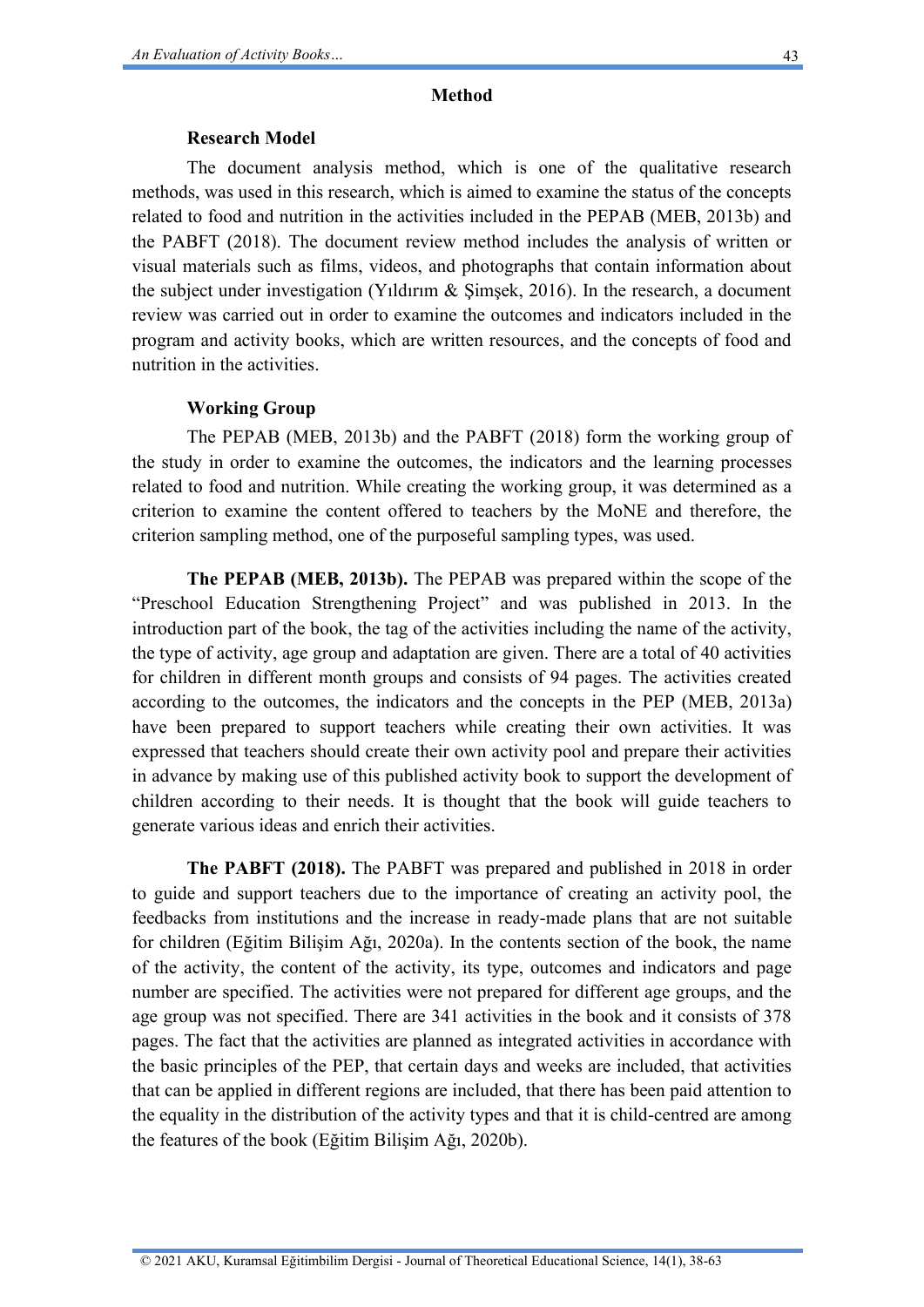## Method

### Research Model

The document analysis method, which is one of the qualitative research methods, was used in this research, which is aimed to examine the status of the concepts related to food and nutrition in the activities included in the PEPAB (MEB, 2013b) and the PABFT (2018). The document review method includes the analysis of written or visual materials such as films, videos, and photographs that contain information about the subject under investigation (Yıldırım & Şimşek, 2016). In the research, a document review was carried out in order to examine the outcomes and indicators included in the program and activity books, which are written resources, and the concepts of food and nutrition in the activities.

### Working Group

The PEPAB (MEB, 2013b) and the PABFT (2018) form the working group of the study in order to examine the outcomes, the indicators and the learning processes related to food and nutrition. While creating the working group, it was determined as a criterion to examine the content offered to teachers by the MoNE and therefore, the criterion sampling method, one of the purposeful sampling types, was used.

**The PEPAB (MEB, 2013b).** The PEPAB was prepared within the scope of the "Preschool Education Strengthening Project" and was published in 2013. In the introduction part of the book, the tag of the activities including the name of the activity, the type of activity, age group and adaptation are given. There are a total of 40 activities for children in different month groups and consists of 94 pages. The activities created according to the outcomes, the indicators and the concepts in the PEP (MEB, 2013a) have been prepared to support teachers while creating their own activities. It was expressed that teachers should create their own activity pool and prepare their activities in advance by making use of this published activity book to support the development of children according to their needs. It is thought that the book will guide teachers to generate various ideas and enrich their activities.

**The PABFT (2018).** The PABFT was prepared and published in 2018 in order to guide and support teachers due to the importance of creating an activity pool, the feedbacks from institutions and the increase in ready-made plans that are not suitable for children (Eğitim Bilişim Ağı, 2020a). In the contents section of the book, the name of the activity, the content of the activity, its type, outcomes and indicators and page number are specified. The activities were not prepared for different age groups, and the age group was not specified. There are 341 activities in the book and it consists of 378 pages. The fact that the activities are planned as integrated activities in accordance with the basic principles of the PEP, that certain days and weeks are included, that activities that can be applied in different regions are included, that there has been paid attention to the equality in the distribution of the activity types and that it is child-centred are among the features of the book (Eğitim Bilişim Ağı, 2020b).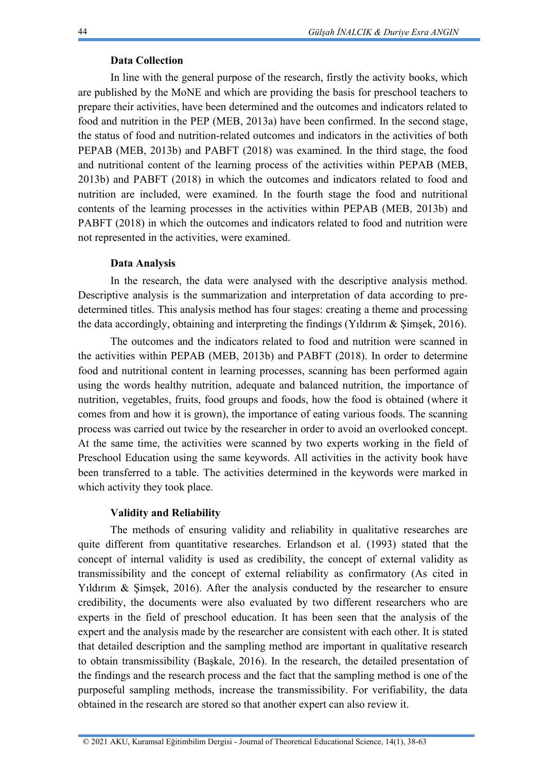### Data Collection

In line with the general purpose of the research, firstly the activity books, which are published by the MoNE and which are providing the basis for preschool teachers to prepare their activities, have been determined and the outcomes and indicators related to food and nutrition in the PEP (MEB, 2013a) have been confirmed. In the second stage, the status of food and nutrition-related outcomes and indicators in the activities of both PEPAB (MEB, 2013b) and PABFT (2018) was examined. In the third stage, the food and nutritional content of the learning process of the activities within PEPAB (MEB, 2013b) and PABFT (2018) in which the outcomes and indicators related to food and nutrition are included, were examined. In the fourth stage the food and nutritional contents of the learning processes in the activities within PEPAB (MEB, 2013b) and PABFT (2018) in which the outcomes and indicators related to food and nutrition were not represented in the activities, were examined.

### Data Analysis

In the research, the data were analysed with the descriptive analysis method. Descriptive analysis is the summarization and interpretation of data according to pre-determined titles. This analysis method has four stages: creating a theme and processing the data accordingly, obtaining and interpreting the findings (Yıldırım & Şimşek, 2016).

The outcomes and the indicators related to food and nutrition were scanned in the activities within PEPAB (MEB, 2013b) and PABFT (2018). In order to determine food and nutritional content in learning processes, scanning has been performed again using the words healthy nutrition, adequate and balanced nutrition, the importance of nutrition, vegetables, fruits, food groups and foods, how the food is obtained (where it comes from and how it is grown), the importance of eating various foods. The scanning process was carried out twice by the researcher in order to avoid an overlooked concept. At the same time, the activities were scanned by two experts working in the field of Preschool Education using the same keywords. All activities in the activity book have been transferred to a table. The activities determined in the keywords were marked in which activity they took place.

### Validity and Reliability

The methods of ensuring validity and reliability in qualitative researches are quite different from quantitative researches. Erlandson et al. (1993) stated that the concept of internal validity is used as credibility, the concept of external validity as transmissibility and the concept of external reliability as confirmatory (As cited in Yıldırım & Şimşek, 2016). After the analysis conducted by the researcher to ensure credibility, the documents were also evaluated by two different researchers who are experts in the field of preschool education. It has been seen that the analysis of the expert and the analysis made by the researcher are consistent with each other. It is stated that detailed description and the sampling method are important in qualitative research to obtain transmissibility (Başkale, 2016). In the research, the detailed presentation of the findings and the research process and the fact that the sampling method is one of the purposeful sampling methods, increase the transmissibility. For verifiability, the data obtained in the research are stored so that another expert can also review it.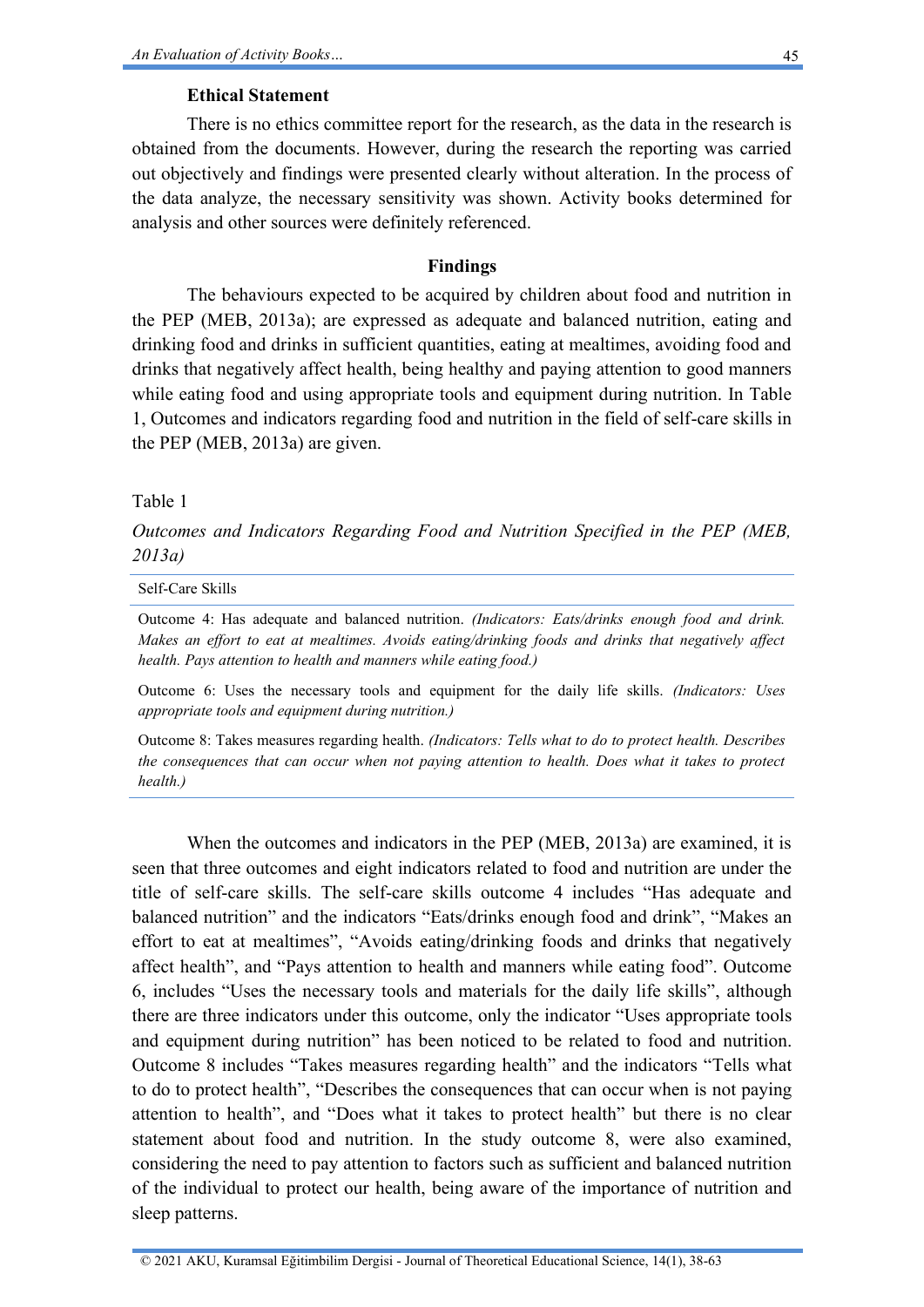**Ethical Statement**

There is no ethics committee report for the research, as the data in the research is obtained from the documents. However, during the research the reporting was carried out objectively and findings were presented clearly without alteration. In the process of the data analyze, the necessary sensitivity was shown. Activity books determined for analysis and other sources were definitely referenced.

## Findings

The behaviours expected to be acquired by children about food and nutrition in the PEP (MEB, 2013a); are expressed as adequate and balanced nutrition, eating and drinking food and drinks in sufficient quantities, eating at mealtimes, avoiding food and drinks that negatively affect health, being healthy and paying attention to good manners while eating food and using appropriate tools and equipment during nutrition. In Table 1, Outcomes and indicators regarding food and nutrition in the field of self-care skills in the PEP (MEB, 2013a) are given.

Table 1

*Outcomes and Indicators Regarding Food and Nutrition Specified in the PEP (MEB, 2013a)*

| Self-Care Skills |
| --- |
| Outcome 4: Has adequate and balanced nutrition. *(Indicators: Eats/drinks enough food and drink. Makes an effort to eat at mealtimes. Avoids eating/drinking foods and drinks that negatively affect health. Pays attention to health and manners while eating food.)* |
| Outcome 6: Uses the necessary tools and equipment for the daily life skills. *(Indicators: Uses appropriate tools and equipment during nutrition.)* |
| Outcome 8: Takes measures regarding health. *(Indicators: Tells what to do to protect health. Describes the consequences that can occur when not paying attention to health. Does what it takes to protect health.)* |

When the outcomes and indicators in the PEP (MEB, 2013a) are examined, it is seen that three outcomes and eight indicators related to food and nutrition are under the title of self-care skills. The self-care skills outcome 4 includes "Has adequate and balanced nutrition" and the indicators "Eats/drinks enough food and drink", "Makes an effort to eat at mealtimes", "Avoids eating/drinking foods and drinks that negatively affect health", and "Pays attention to health and manners while eating food". Outcome 6, includes "Uses the necessary tools and materials for the daily life skills", although there are three indicators under this outcome, only the indicator "Uses appropriate tools and equipment during nutrition" has been noticed to be related to food and nutrition. Outcome 8 includes "Takes measures regarding health" and the indicators "Tells what to do to protect health", "Describes the consequences that can occur when is not paying attention to health", and "Does what it takes to protect health" but there is no clear statement about food and nutrition. In the study outcome 8, were also examined, considering the need to pay attention to factors such as sufficient and balanced nutrition of the individual to protect our health, being aware of the importance of nutrition and sleep patterns.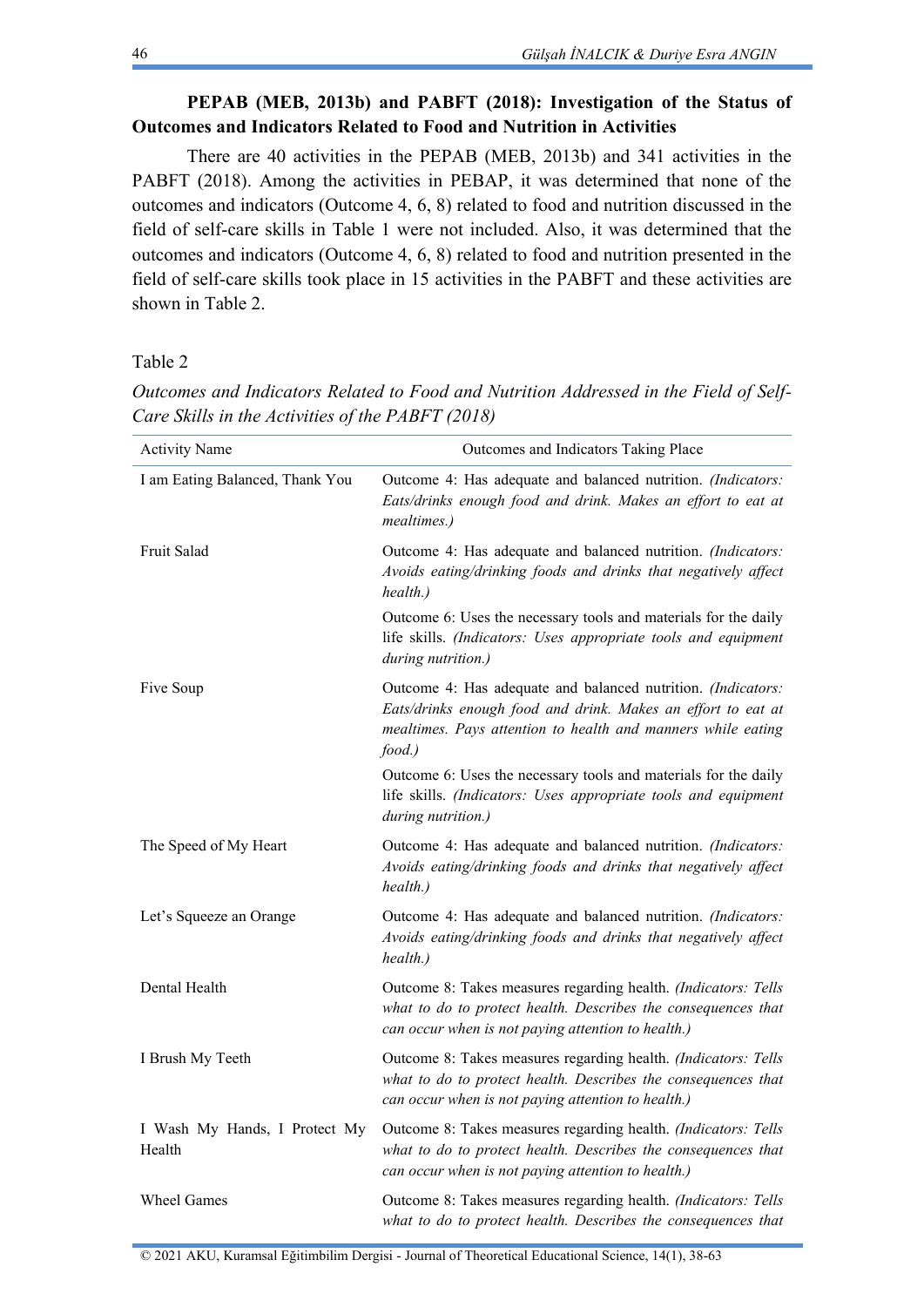**PEPAB (MEB, 2013b) and PABFT (2018): Investigation of the Status of Outcomes and Indicators Related to Food and Nutrition in Activities**

There are 40 activities in the PEPAB (MEB, 2013b) and 341 activities in the PABFT (2018). Among the activities in PEBAP, it was determined that none of the outcomes and indicators (Outcome 4, 6, 8) related to food and nutrition discussed in the field of self-care skills in Table 1 were not included. Also, it was determined that the outcomes and indicators (Outcome 4, 6, 8) related to food and nutrition presented in the field of self-care skills took place in 15 activities in the PABFT and these activities are shown in Table 2.

Table 2

*Outcomes and Indicators Related to Food and Nutrition Addressed in the Field of Self-Care Skills in the Activities of the PABFT (2018)*

| Activity Name | Outcomes and Indicators Taking Place |
|---|---|
| I am Eating Balanced, Thank You | Outcome 4: Has adequate and balanced nutrition. *(Indicators: Eats/drinks enough food and drink. Makes an effort to eat at mealtimes.)* |
| Fruit Salad | Outcome 4: Has adequate and balanced nutrition. *(Indicators: Avoids eating/drinking foods and drinks that negatively affect health.)* |
| | Outcome 6: Uses the necessary tools and materials for the daily life skills. *(Indicators: Uses appropriate tools and equipment during nutrition.)* |
| Five Soup | Outcome 4: Has adequate and balanced nutrition. *(Indicators: Eats/drinks enough food and drink. Makes an effort to eat at mealtimes. Pays attention to health and manners while eating food.)* |
| | Outcome 6: Uses the necessary tools and materials for the daily life skills. *(Indicators: Uses appropriate tools and equipment during nutrition.)* |
| The Speed of My Heart | Outcome 4: Has adequate and balanced nutrition. *(Indicators: Avoids eating/drinking foods and drinks that negatively affect health.)* |
| Let's Squeeze an Orange | Outcome 4: Has adequate and balanced nutrition. *(Indicators: Avoids eating/drinking foods and drinks that negatively affect health.)* |
| Dental Health | Outcome 8: Takes measures regarding health. *(Indicators: Tells what to do to protect health. Describes the consequences that can occur when is not paying attention to health.)* |
| I Brush My Teeth | Outcome 8: Takes measures regarding health. *(Indicators: Tells what to do to protect health. Describes the consequences that can occur when is not paying attention to health.)* |
| I Wash My Hands, I Protect My Health | Outcome 8: Takes measures regarding health. *(Indicators: Tells what to do to protect health. Describes the consequences that can occur when is not paying attention to health.)* |
| Wheel Games | Outcome 8: Takes measures regarding health. *(Indicators: Tells what to do to protect health. Describes the consequences that* |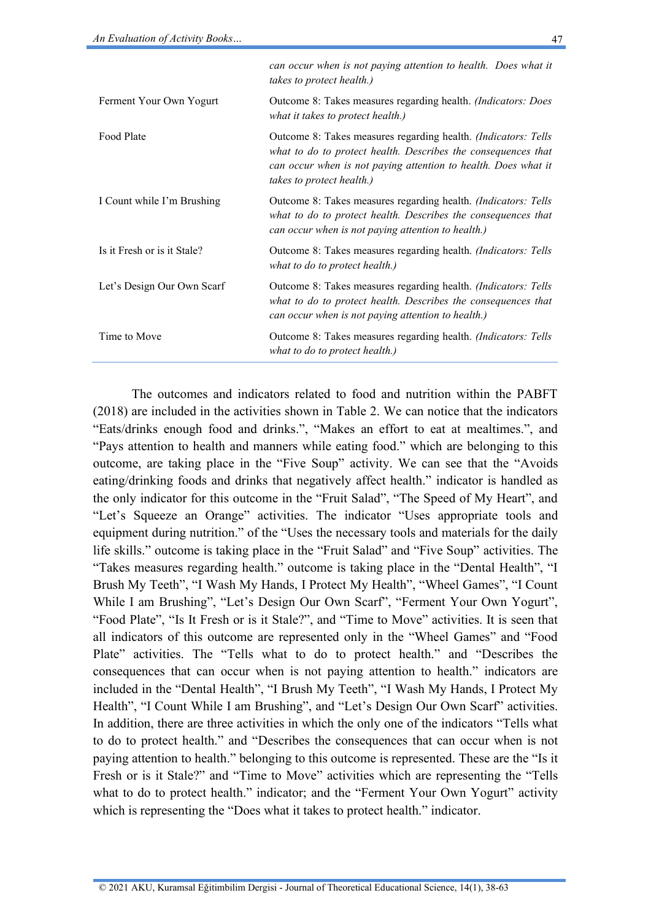| | |
|---|---|
| | *can occur when is not paying attention to health. Does what it takes to protect health.)* |
| Ferment Your Own Yogurt | Outcome 8: Takes measures regarding health. *(Indicators: Does what it takes to protect health.)* |
| Food Plate | Outcome 8: Takes measures regarding health. *(Indicators: Tells what to do to protect health. Describes the consequences that can occur when is not paying attention to health. Does what it takes to protect health.)* |
| I Count while I'm Brushing | Outcome 8: Takes measures regarding health. *(Indicators: Tells what to do to protect health. Describes the consequences that can occur when is not paying attention to health.)* |
| Is it Fresh or is it Stale? | Outcome 8: Takes measures regarding health. *(Indicators: Tells what to do to protect health.)* |
| Let's Design Our Own Scarf | Outcome 8: Takes measures regarding health. *(Indicators: Tells what to do to protect health. Describes the consequences that can occur when is not paying attention to health.)* |
| Time to Move | Outcome 8: Takes measures regarding health. *(Indicators: Tells what to do to protect health.)* |

The outcomes and indicators related to food and nutrition within the PABFT (2018) are included in the activities shown in Table 2. We can notice that the indicators "Eats/drinks enough food and drinks.", "Makes an effort to eat at mealtimes.", and "Pays attention to health and manners while eating food." which are belonging to this outcome, are taking place in the "Five Soup" activity. We can see that the "Avoids eating/drinking foods and drinks that negatively affect health." indicator is handled as the only indicator for this outcome in the "Fruit Salad", "The Speed of My Heart", and "Let's Squeeze an Orange" activities. The indicator "Uses appropriate tools and equipment during nutrition." of the "Uses the necessary tools and materials for the daily life skills." outcome is taking place in the "Fruit Salad" and "Five Soup" activities. The "Takes measures regarding health." outcome is taking place in the "Dental Health", "I Brush My Teeth", "I Wash My Hands, I Protect My Health", "Wheel Games", "I Count While I am Brushing", "Let's Design Our Own Scarf", "Ferment Your Own Yogurt", "Food Plate", "Is It Fresh or is it Stale?", and "Time to Move" activities. It is seen that all indicators of this outcome are represented only in the "Wheel Games" and "Food Plate" activities. The "Tells what to do to protect health." and "Describes the consequences that can occur when is not paying attention to health." indicators are included in the "Dental Health", "I Brush My Teeth", "I Wash My Hands, I Protect My Health", "I Count While I am Brushing", and "Let's Design Our Own Scarf" activities. In addition, there are three activities in which the only one of the indicators "Tells what to do to protect health." and "Describes the consequences that can occur when is not paying attention to health." belonging to this outcome is represented. These are the "Is it Fresh or is it Stale?" and "Time to Move" activities which are representing the "Tells what to do to protect health." indicator; and the "Ferment Your Own Yogurt" activity which is representing the "Does what it takes to protect health." indicator.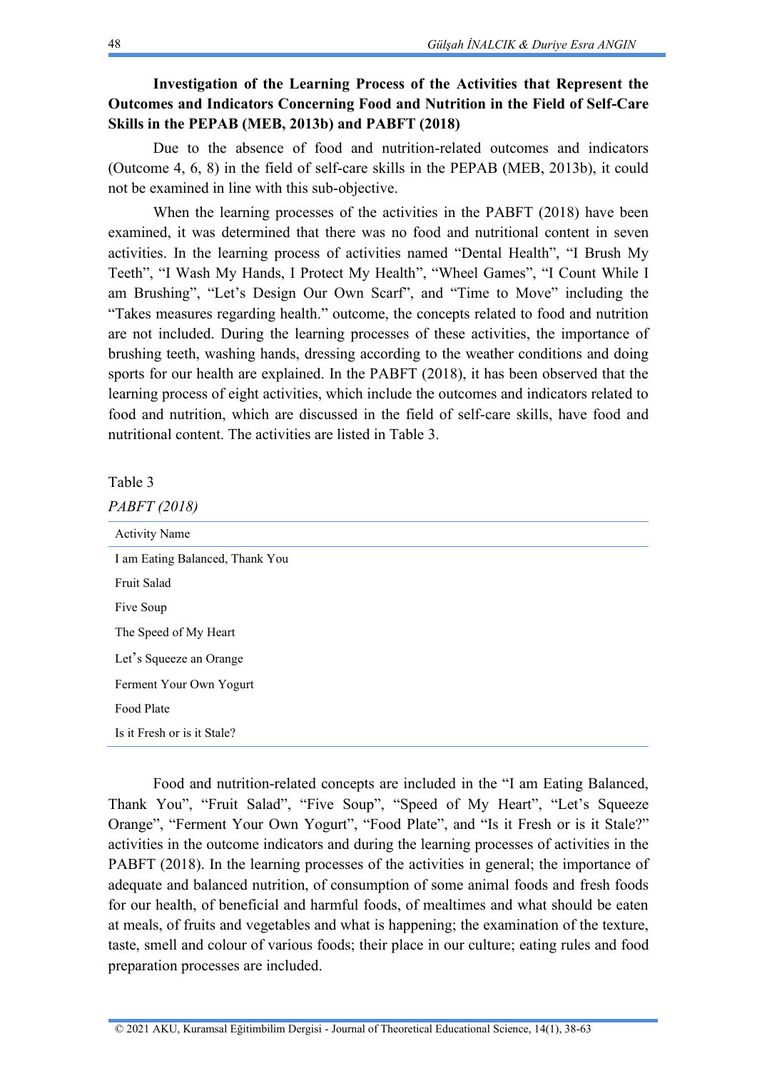**Investigation of the Learning Process of the Activities that Represent the Outcomes and Indicators Concerning Food and Nutrition in the Field of Self-Care Skills in the PEPAB (MEB, 2013b) and PABFT (2018)**

Due to the absence of food and nutrition-related outcomes and indicators (Outcome 4, 6, 8) in the field of self-care skills in the PEPAB (MEB, 2013b), it could not be examined in line with this sub-objective.

When the learning processes of the activities in the PABFT (2018) have been examined, it was determined that there was no food and nutritional content in seven activities. In the learning process of activities named "Dental Health", "I Brush My Teeth", "I Wash My Hands, I Protect My Health", "Wheel Games", "I Count While I am Brushing", "Let's Design Our Own Scarf", and "Time to Move" including the "Takes measures regarding health." outcome, the concepts related to food and nutrition are not included. During the learning processes of these activities, the importance of brushing teeth, washing hands, dressing according to the weather conditions and doing sports for our health are explained. In the PABFT (2018), it has been observed that the learning process of eight activities, which include the outcomes and indicators related to food and nutrition, which are discussed in the field of self-care skills, have food and nutritional content. The activities are listed in Table 3.

Table 3

*PABFT (2018)*

| Activity Name |
|---|
| I am Eating Balanced, Thank You |
| Fruit Salad |
| Five Soup |
| The Speed of My Heart |
| Let's Squeeze an Orange |
| Ferment Your Own Yogurt |
| Food Plate |
| Is it Fresh or is it Stale? |

Food and nutrition-related concepts are included in the "I am Eating Balanced, Thank You", "Fruit Salad", "Five Soup", "Speed of My Heart", "Let's Squeeze Orange", "Ferment Your Own Yogurt", "Food Plate", and "Is it Fresh or is it Stale?" activities in the outcome indicators and during the learning processes of activities in the PABFT (2018). In the learning processes of the activities in general; the importance of adequate and balanced nutrition, of consumption of some animal foods and fresh foods for our health, of beneficial and harmful foods, of mealtimes and what should be eaten at meals, of fruits and vegetables and what is happening; the examination of the texture, taste, smell and colour of various foods; their place in our culture; eating rules and food preparation processes are included.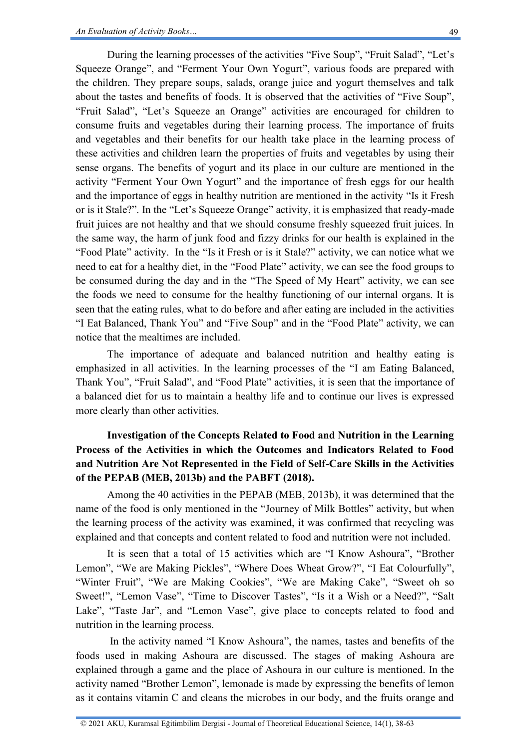During the learning processes of the activities "Five Soup", "Fruit Salad", "Let's Squeeze Orange", and "Ferment Your Own Yogurt", various foods are prepared with the children. They prepare soups, salads, orange juice and yogurt themselves and talk about the tastes and benefits of foods. It is observed that the activities of "Five Soup", "Fruit Salad", "Let's Squeeze an Orange" activities are encouraged for children to consume fruits and vegetables during their learning process. The importance of fruits and vegetables and their benefits for our health take place in the learning process of these activities and children learn the properties of fruits and vegetables by using their sense organs. The benefits of yogurt and its place in our culture are mentioned in the activity "Ferment Your Own Yogurt" and the importance of fresh eggs for our health and the importance of eggs in healthy nutrition are mentioned in the activity "Is it Fresh or is it Stale?". In the "Let's Squeeze Orange" activity, it is emphasized that ready-made fruit juices are not healthy and that we should consume freshly squeezed fruit juices. In the same way, the harm of junk food and fizzy drinks for our health is explained in the "Food Plate" activity. In the "Is it Fresh or is it Stale?" activity, we can notice what we need to eat for a healthy diet, in the "Food Plate" activity, we can see the food groups to be consumed during the day and in the "The Speed of My Heart" activity, we can see the foods we need to consume for the healthy functioning of our internal organs. It is seen that the eating rules, what to do before and after eating are included in the activities "I Eat Balanced, Thank You" and "Five Soup" and in the "Food Plate" activity, we can notice that the mealtimes are included.

The importance of adequate and balanced nutrition and healthy eating is emphasized in all activities. In the learning processes of the "I am Eating Balanced, Thank You", "Fruit Salad", and "Food Plate" activities, it is seen that the importance of a balanced diet for us to maintain a healthy life and to continue our lives is expressed more clearly than other activities.

**Investigation of the Concepts Related to Food and Nutrition in the Learning Process of the Activities in which the Outcomes and Indicators Related to Food and Nutrition Are Not Represented in the Field of Self-Care Skills in the Activities of the PEPAB (MEB, 2013b) and the PABFT (2018).**

Among the 40 activities in the PEPAB (MEB, 2013b), it was determined that the name of the food is only mentioned in the "Journey of Milk Bottles" activity, but when the learning process of the activity was examined, it was confirmed that recycling was explained and that concepts and content related to food and nutrition were not included.

It is seen that a total of 15 activities which are "I Know Ashoura", "Brother Lemon", "We are Making Pickles", "Where Does Wheat Grow?", "I Eat Colourfully", "Winter Fruit", "We are Making Cookies", "We are Making Cake", "Sweet oh so Sweet!", "Lemon Vase", "Time to Discover Tastes", "Is it a Wish or a Need?", "Salt Lake", "Taste Jar", and "Lemon Vase", give place to concepts related to food and nutrition in the learning process.

In the activity named "I Know Ashoura", the names, tastes and benefits of the foods used in making Ashoura are discussed. The stages of making Ashoura are explained through a game and the place of Ashoura in our culture is mentioned. In the activity named "Brother Lemon", lemonade is made by expressing the benefits of lemon as it contains vitamin C and cleans the microbes in our body, and the fruits orange and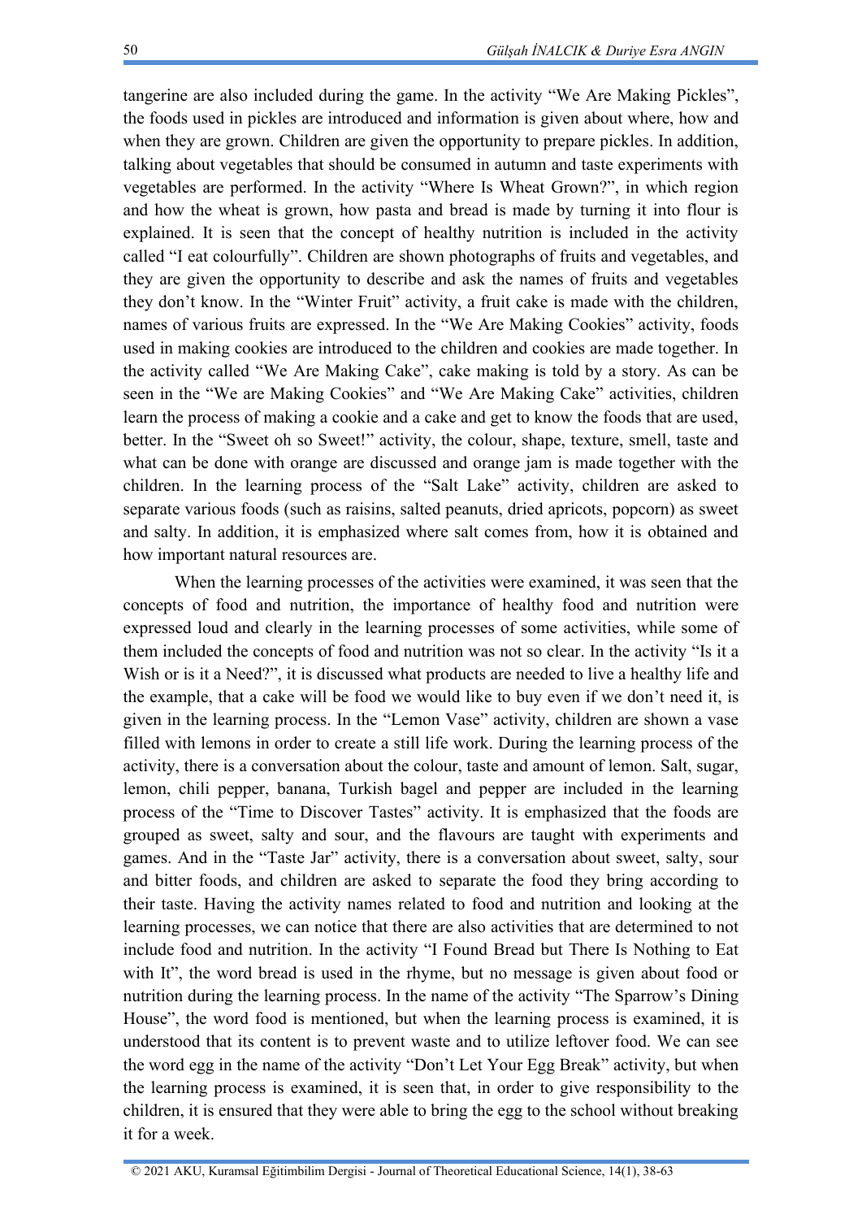tangerine are also included during the game. In the activity "We Are Making Pickles", the foods used in pickles are introduced and information is given about where, how and when they are grown. Children are given the opportunity to prepare pickles. In addition, talking about vegetables that should be consumed in autumn and taste experiments with vegetables are performed. In the activity "Where Is Wheat Grown?", in which region and how the wheat is grown, how pasta and bread is made by turning it into flour is explained. It is seen that the concept of healthy nutrition is included in the activity called "I eat colourfully". Children are shown photographs of fruits and vegetables, and they are given the opportunity to describe and ask the names of fruits and vegetables they don't know. In the "Winter Fruit" activity, a fruit cake is made with the children, names of various fruits are expressed. In the "We Are Making Cookies" activity, foods used in making cookies are introduced to the children and cookies are made together. In the activity called "We Are Making Cake", cake making is told by a story. As can be seen in the "We are Making Cookies" and "We Are Making Cake" activities, children learn the process of making a cookie and a cake and get to know the foods that are used, better. In the "Sweet oh so Sweet!" activity, the colour, shape, texture, smell, taste and what can be done with orange are discussed and orange jam is made together with the children. In the learning process of the "Salt Lake" activity, children are asked to separate various foods (such as raisins, salted peanuts, dried apricots, popcorn) as sweet and salty. In addition, it is emphasized where salt comes from, how it is obtained and how important natural resources are.

When the learning processes of the activities were examined, it was seen that the concepts of food and nutrition, the importance of healthy food and nutrition were expressed loud and clearly in the learning processes of some activities, while some of them included the concepts of food and nutrition was not so clear. In the activity "Is it a Wish or is it a Need?", it is discussed what products are needed to live a healthy life and the example, that a cake will be food we would like to buy even if we don't need it, is given in the learning process. In the "Lemon Vase" activity, children are shown a vase filled with lemons in order to create a still life work. During the learning process of the activity, there is a conversation about the colour, taste and amount of lemon. Salt, sugar, lemon, chili pepper, banana, Turkish bagel and pepper are included in the learning process of the "Time to Discover Tastes" activity. It is emphasized that the foods are grouped as sweet, salty and sour, and the flavours are taught with experiments and games. And in the "Taste Jar" activity, there is a conversation about sweet, salty, sour and bitter foods, and children are asked to separate the food they bring according to their taste. Having the activity names related to food and nutrition and looking at the learning processes, we can notice that there are also activities that are determined to not include food and nutrition. In the activity "I Found Bread but There Is Nothing to Eat with It", the word bread is used in the rhyme, but no message is given about food or nutrition during the learning process. In the name of the activity "The Sparrow's Dining House", the word food is mentioned, but when the learning process is examined, it is understood that its content is to prevent waste and to utilize leftover food. We can see the word egg in the name of the activity "Don't Let Your Egg Break" activity, but when the learning process is examined, it is seen that, in order to give responsibility to the children, it is ensured that they were able to bring the egg to the school without breaking it for a week.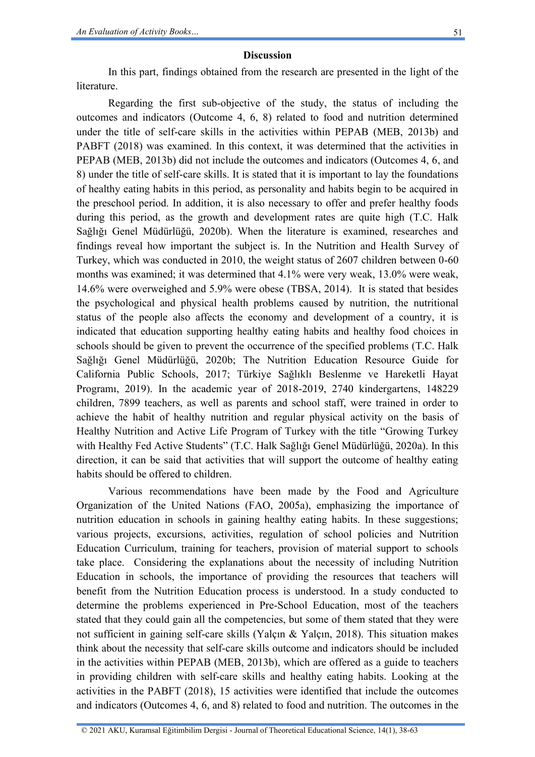## Discussion

In this part, findings obtained from the research are presented in the light of the literature.

Regarding the first sub-objective of the study, the status of including the outcomes and indicators (Outcome 4, 6, 8) related to food and nutrition determined under the title of self-care skills in the activities within PEPAB (MEB, 2013b) and PABFT (2018) was examined. In this context, it was determined that the activities in PEPAB (MEB, 2013b) did not include the outcomes and indicators (Outcomes 4, 6, and 8) under the title of self-care skills. It is stated that it is important to lay the foundations of healthy eating habits in this period, as personality and habits begin to be acquired in the preschool period. In addition, it is also necessary to offer and prefer healthy foods during this period, as the growth and development rates are quite high (T.C. Halk Sağlığı Genel Müdürlüğü, 2020b). When the literature is examined, researches and findings reveal how important the subject is. In the Nutrition and Health Survey of Turkey, which was conducted in 2010, the weight status of 2607 children between 0-60 months was examined; it was determined that 4.1% were very weak, 13.0% were weak, 14.6% were overweighed and 5.9% were obese (TBSA, 2014). It is stated that besides the psychological and physical health problems caused by nutrition, the nutritional status of the people also affects the economy and development of a country, it is indicated that education supporting healthy eating habits and healthy food choices in schools should be given to prevent the occurrence of the specified problems (T.C. Halk Sağlığı Genel Müdürlüğü, 2020b; The Nutrition Education Resource Guide for California Public Schools, 2017; Türkiye Sağlıklı Beslenme ve Hareketli Hayat Programı, 2019). In the academic year of 2018-2019, 2740 kindergartens, 148229 children, 7899 teachers, as well as parents and school staff, were trained in order to achieve the habit of healthy nutrition and regular physical activity on the basis of Healthy Nutrition and Active Life Program of Turkey with the title "Growing Turkey with Healthy Fed Active Students" (T.C. Halk Sağlığı Genel Müdürlüğü, 2020a). In this direction, it can be said that activities that will support the outcome of healthy eating habits should be offered to children.

Various recommendations have been made by the Food and Agriculture Organization of the United Nations (FAO, 2005a), emphasizing the importance of nutrition education in schools in gaining healthy eating habits. In these suggestions; various projects, excursions, activities, regulation of school policies and Nutrition Education Curriculum, training for teachers, provision of material support to schools take place. Considering the explanations about the necessity of including Nutrition Education in schools, the importance of providing the resources that teachers will benefit from the Nutrition Education process is understood. In a study conducted to determine the problems experienced in Pre-School Education, most of the teachers stated that they could gain all the competencies, but some of them stated that they were not sufficient in gaining self-care skills (Yalçın & Yalçın, 2018). This situation makes think about the necessity that self-care skills outcome and indicators should be included in the activities within PEPAB (MEB, 2013b), which are offered as a guide to teachers in providing children with self-care skills and healthy eating habits. Looking at the activities in the PABFT (2018), 15 activities were identified that include the outcomes and indicators (Outcomes 4, 6, and 8) related to food and nutrition. The outcomes in the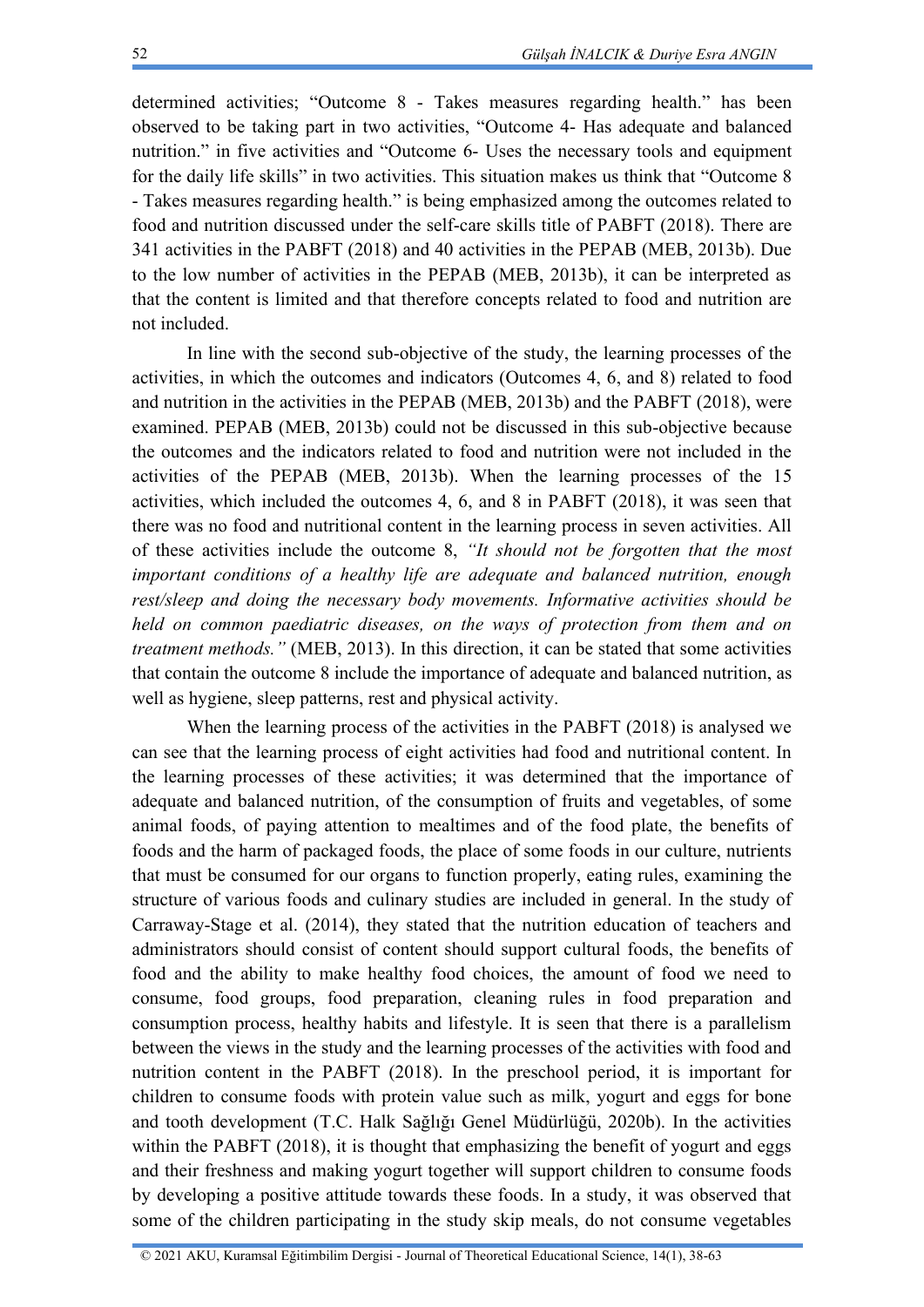determined activities; “Outcome 8 - Takes measures regarding health.” has been observed to be taking part in two activities, “Outcome 4- Has adequate and balanced nutrition.” in five activities and “Outcome 6- Uses the necessary tools and equipment for the daily life skills” in two activities. This situation makes us think that “Outcome 8 - Takes measures regarding health.” is being emphasized among the outcomes related to food and nutrition discussed under the self-care skills title of PABFT (2018). There are 341 activities in the PABFT (2018) and 40 activities in the PEPAB (MEB, 2013b). Due to the low number of activities in the PEPAB (MEB, 2013b), it can be interpreted as that the content is limited and that therefore concepts related to food and nutrition are not included.

In line with the second sub-objective of the study, the learning processes of the activities, in which the outcomes and indicators (Outcomes 4, 6, and 8) related to food and nutrition in the activities in the PEPAB (MEB, 2013b) and the PABFT (2018), were examined. PEPAB (MEB, 2013b) could not be discussed in this sub-objective because the outcomes and the indicators related to food and nutrition were not included in the activities of the PEPAB (MEB, 2013b). When the learning processes of the 15 activities, which included the outcomes 4, 6, and 8 in PABFT (2018), it was seen that there was no food and nutritional content in the learning process in seven activities. All of these activities include the outcome 8, *“It should not be forgotten that the most important conditions of a healthy life are adequate and balanced nutrition, enough rest/sleep and doing the necessary body movements. Informative activities should be held on common paediatric diseases, on the ways of protection from them and on treatment methods.”* (MEB, 2013). In this direction, it can be stated that some activities that contain the outcome 8 include the importance of adequate and balanced nutrition, as well as hygiene, sleep patterns, rest and physical activity.

When the learning process of the activities in the PABFT (2018) is analysed we can see that the learning process of eight activities had food and nutritional content. In the learning processes of these activities; it was determined that the importance of adequate and balanced nutrition, of the consumption of fruits and vegetables, of some animal foods, of paying attention to mealtimes and of the food plate, the benefits of foods and the harm of packaged foods, the place of some foods in our culture, nutrients that must be consumed for our organs to function properly, eating rules, examining the structure of various foods and culinary studies are included in general. In the study of Carraway-Stage et al. (2014), they stated that the nutrition education of teachers and administrators should consist of content should support cultural foods, the benefits of food and the ability to make healthy food choices, the amount of food we need to consume, food groups, food preparation, cleaning rules in food preparation and consumption process, healthy habits and lifestyle. It is seen that there is a parallelism between the views in the study and the learning processes of the activities with food and nutrition content in the PABFT (2018). In the preschool period, it is important for children to consume foods with protein value such as milk, yogurt and eggs for bone and tooth development (T.C. Halk Sağlığı Genel Müdürlüğü, 2020b). In the activities within the PABFT (2018), it is thought that emphasizing the benefit of yogurt and eggs and their freshness and making yogurt together will support children to consume foods by developing a positive attitude towards these foods. In a study, it was observed that some of the children participating in the study skip meals, do not consume vegetables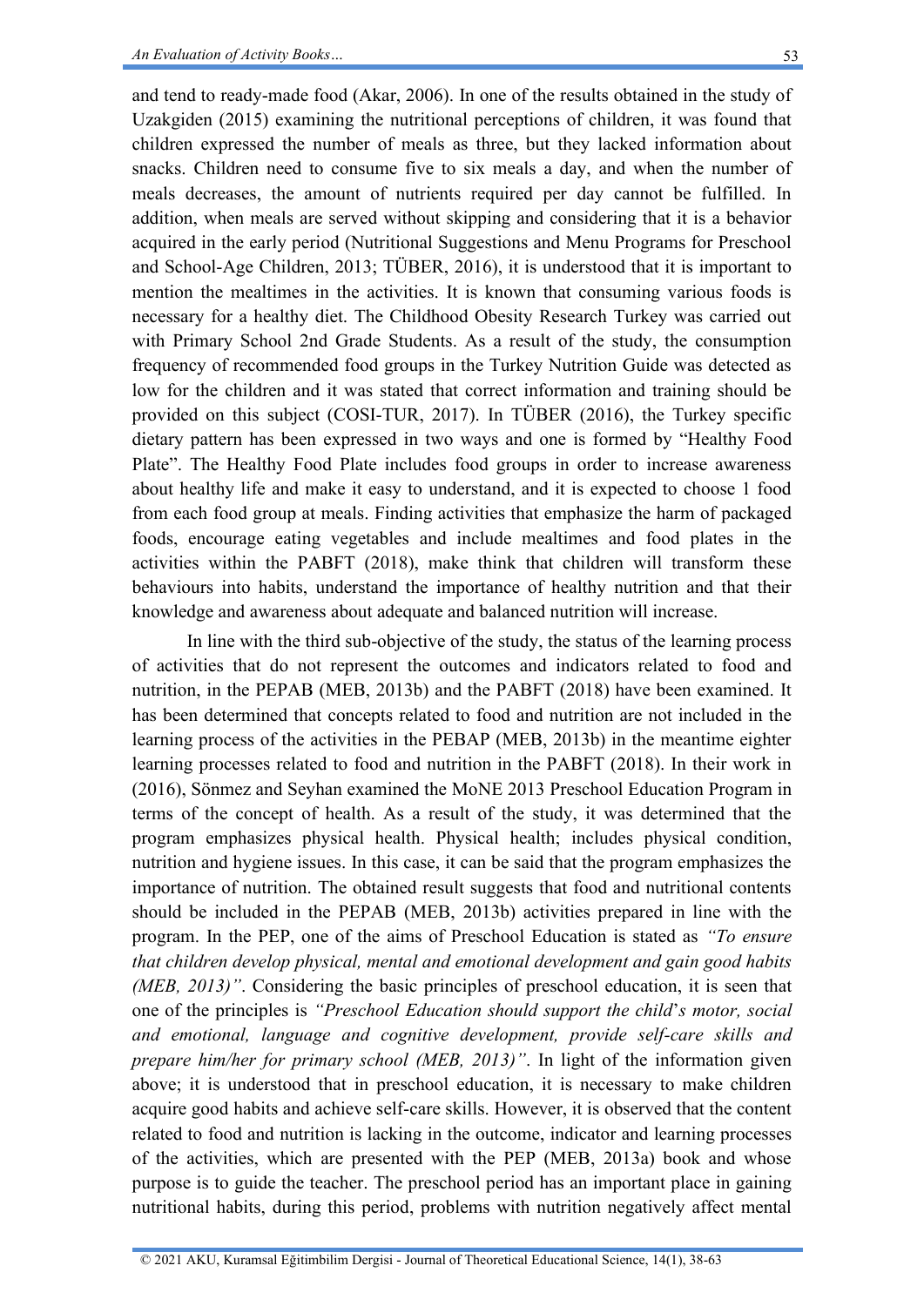and tend to ready-made food (Akar, 2006). In one of the results obtained in the study of Uzakgiden (2015) examining the nutritional perceptions of children, it was found that children expressed the number of meals as three, but they lacked information about snacks. Children need to consume five to six meals a day, and when the number of meals decreases, the amount of nutrients required per day cannot be fulfilled. In addition, when meals are served without skipping and considering that it is a behavior acquired in the early period (Nutritional Suggestions and Menu Programs for Preschool and School-Age Children, 2013; TÜBER, 2016), it is understood that it is important to mention the mealtimes in the activities. It is known that consuming various foods is necessary for a healthy diet. The Childhood Obesity Research Turkey was carried out with Primary School 2nd Grade Students. As a result of the study, the consumption frequency of recommended food groups in the Turkey Nutrition Guide was detected as low for the children and it was stated that correct information and training should be provided on this subject (COSI-TUR, 2017). In TÜBER (2016), the Turkey specific dietary pattern has been expressed in two ways and one is formed by "Healthy Food Plate". The Healthy Food Plate includes food groups in order to increase awareness about healthy life and make it easy to understand, and it is expected to choose 1 food from each food group at meals. Finding activities that emphasize the harm of packaged foods, encourage eating vegetables and include mealtimes and food plates in the activities within the PABFT (2018), make think that children will transform these behaviours into habits, understand the importance of healthy nutrition and that their knowledge and awareness about adequate and balanced nutrition will increase.

In line with the third sub-objective of the study, the status of the learning process of activities that do not represent the outcomes and indicators related to food and nutrition, in the PEPAB (MEB, 2013b) and the PABFT (2018) have been examined. It has been determined that concepts related to food and nutrition are not included in the learning process of the activities in the PEBAP (MEB, 2013b) in the meantime eighter learning processes related to food and nutrition in the PABFT (2018). In their work in (2016), Sönmez and Seyhan examined the MoNE 2013 Preschool Education Program in terms of the concept of health. As a result of the study, it was determined that the program emphasizes physical health. Physical health; includes physical condition, nutrition and hygiene issues. In this case, it can be said that the program emphasizes the importance of nutrition. The obtained result suggests that food and nutritional contents should be included in the PEPAB (MEB, 2013b) activities prepared in line with the program. In the PEP, one of the aims of Preschool Education is stated as *"To ensure that children develop physical, mental and emotional development and gain good habits (MEB, 2013)"*. Considering the basic principles of preschool education, it is seen that one of the principles is *"Preschool Education should support the child's motor, social and emotional, language and cognitive development, provide self-care skills and prepare him/her for primary school (MEB, 2013)"*. In light of the information given above; it is understood that in preschool education, it is necessary to make children acquire good habits and achieve self-care skills. However, it is observed that the content related to food and nutrition is lacking in the outcome, indicator and learning processes of the activities, which are presented with the PEP (MEB, 2013a) book and whose purpose is to guide the teacher. The preschool period has an important place in gaining nutritional habits, during this period, problems with nutrition negatively affect mental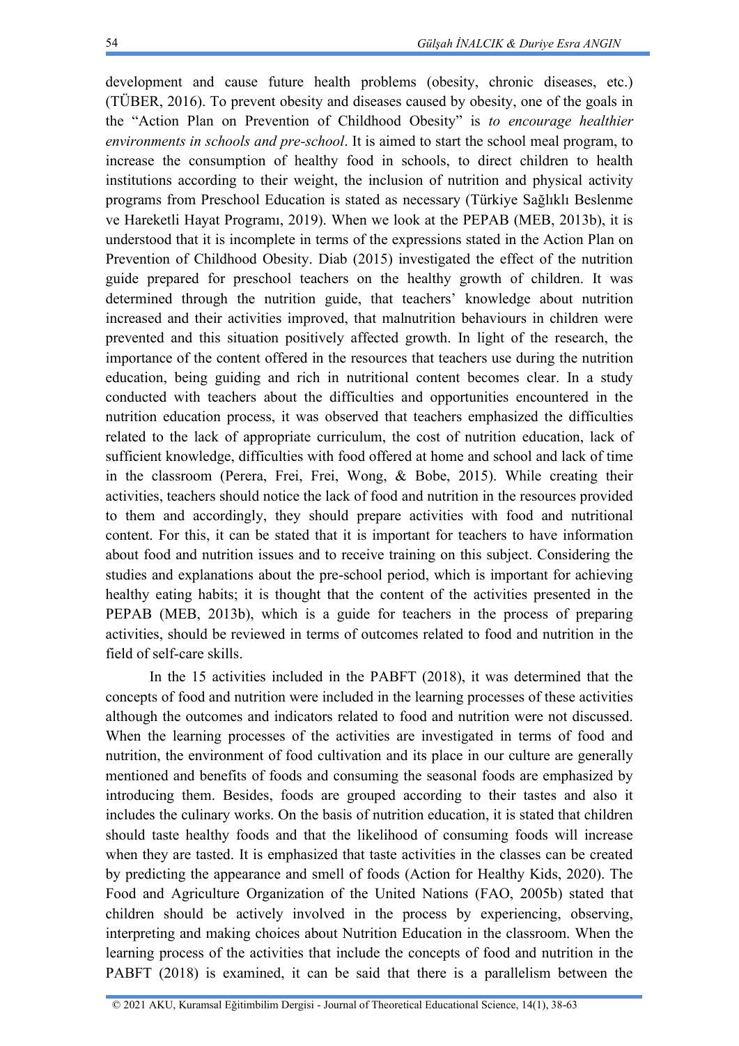development and cause future health problems (obesity, chronic diseases, etc.) (TÜBER, 2016). To prevent obesity and diseases caused by obesity, one of the goals in the "Action Plan on Prevention of Childhood Obesity" is *to encourage healthier environments in schools and pre-school*. It is aimed to start the school meal program, to increase the consumption of healthy food in schools, to direct children to health institutions according to their weight, the inclusion of nutrition and physical activity programs from Preschool Education is stated as necessary (Türkiye Sağlıklı Beslenme ve Hareketli Hayat Programı, 2019). When we look at the PEPAB (MEB, 2013b), it is understood that it is incomplete in terms of the expressions stated in the Action Plan on Prevention of Childhood Obesity. Diab (2015) investigated the effect of the nutrition guide prepared for preschool teachers on the healthy growth of children. It was determined through the nutrition guide, that teachers' knowledge about nutrition increased and their activities improved, that malnutrition behaviours in children were prevented and this situation positively affected growth. In light of the research, the importance of the content offered in the resources that teachers use during the nutrition education, being guiding and rich in nutritional content becomes clear. In a study conducted with teachers about the difficulties and opportunities encountered in the nutrition education process, it was observed that teachers emphasized the difficulties related to the lack of appropriate curriculum, the cost of nutrition education, lack of sufficient knowledge, difficulties with food offered at home and school and lack of time in the classroom (Perera, Frei, Frei, Wong, & Bobe, 2015). While creating their activities, teachers should notice the lack of food and nutrition in the resources provided to them and accordingly, they should prepare activities with food and nutritional content. For this, it can be stated that it is important for teachers to have information about food and nutrition issues and to receive training on this subject. Considering the studies and explanations about the pre-school period, which is important for achieving healthy eating habits; it is thought that the content of the activities presented in the PEPAB (MEB, 2013b), which is a guide for teachers in the process of preparing activities, should be reviewed in terms of outcomes related to food and nutrition in the field of self-care skills.

In the 15 activities included in the PABFT (2018), it was determined that the concepts of food and nutrition were included in the learning processes of these activities although the outcomes and indicators related to food and nutrition were not discussed. When the learning processes of the activities are investigated in terms of food and nutrition, the environment of food cultivation and its place in our culture are generally mentioned and benefits of foods and consuming the seasonal foods are emphasized by introducing them. Besides, foods are grouped according to their tastes and also it includes the culinary works. On the basis of nutrition education, it is stated that children should taste healthy foods and that the likelihood of consuming foods will increase when they are tasted. It is emphasized that taste activities in the classes can be created by predicting the appearance and smell of foods (Action for Healthy Kids, 2020). The Food and Agriculture Organization of the United Nations (FAO, 2005b) stated that children should be actively involved in the process by experiencing, observing, interpreting and making choices about Nutrition Education in the classroom. When the learning process of the activities that include the concepts of food and nutrition in the PABFT (2018) is examined, it can be said that there is a parallelism between the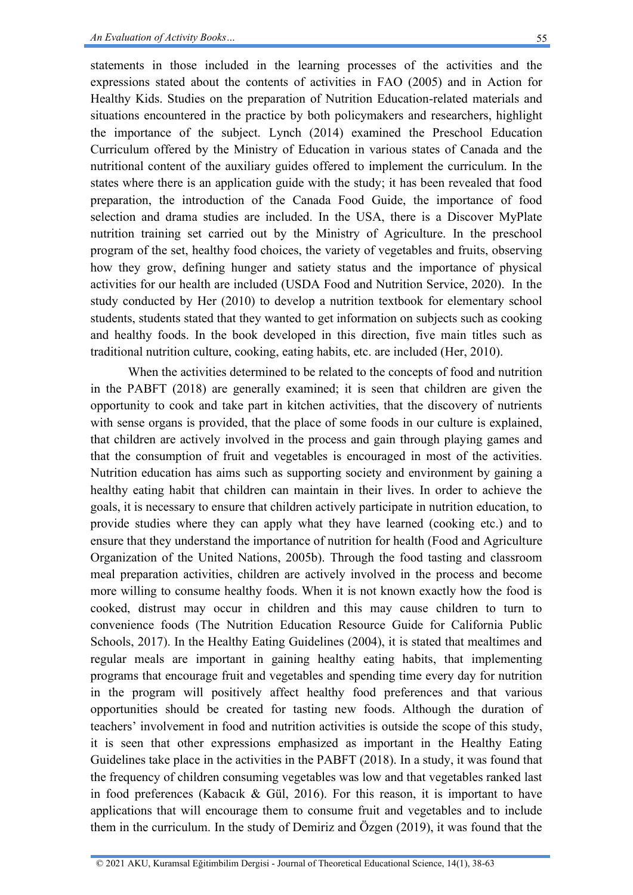statements in those included in the learning processes of the activities and the expressions stated about the contents of activities in FAO (2005) and in Action for Healthy Kids. Studies on the preparation of Nutrition Education-related materials and situations encountered in the practice by both policymakers and researchers, highlight the importance of the subject. Lynch (2014) examined the Preschool Education Curriculum offered by the Ministry of Education in various states of Canada and the nutritional content of the auxiliary guides offered to implement the curriculum. In the states where there is an application guide with the study; it has been revealed that food preparation, the introduction of the Canada Food Guide, the importance of food selection and drama studies are included. In the USA, there is a Discover MyPlate nutrition training set carried out by the Ministry of Agriculture. In the preschool program of the set, healthy food choices, the variety of vegetables and fruits, observing how they grow, defining hunger and satiety status and the importance of physical activities for our health are included (USDA Food and Nutrition Service, 2020). In the study conducted by Her (2010) to develop a nutrition textbook for elementary school students, students stated that they wanted to get information on subjects such as cooking and healthy foods. In the book developed in this direction, five main titles such as traditional nutrition culture, cooking, eating habits, etc. are included (Her, 2010).

When the activities determined to be related to the concepts of food and nutrition in the PABFT (2018) are generally examined; it is seen that children are given the opportunity to cook and take part in kitchen activities, that the discovery of nutrients with sense organs is provided, that the place of some foods in our culture is explained, that children are actively involved in the process and gain through playing games and that the consumption of fruit and vegetables is encouraged in most of the activities. Nutrition education has aims such as supporting society and environment by gaining a healthy eating habit that children can maintain in their lives. In order to achieve the goals, it is necessary to ensure that children actively participate in nutrition education, to provide studies where they can apply what they have learned (cooking etc.) and to ensure that they understand the importance of nutrition for health (Food and Agriculture Organization of the United Nations, 2005b). Through the food tasting and classroom meal preparation activities, children are actively involved in the process and become more willing to consume healthy foods. When it is not known exactly how the food is cooked, distrust may occur in children and this may cause children to turn to convenience foods (The Nutrition Education Resource Guide for California Public Schools, 2017). In the Healthy Eating Guidelines (2004), it is stated that mealtimes and regular meals are important in gaining healthy eating habits, that implementing programs that encourage fruit and vegetables and spending time every day for nutrition in the program will positively affect healthy food preferences and that various opportunities should be created for tasting new foods. Although the duration of teachers' involvement in food and nutrition activities is outside the scope of this study, it is seen that other expressions emphasized as important in the Healthy Eating Guidelines take place in the activities in the PABFT (2018). In a study, it was found that the frequency of children consuming vegetables was low and that vegetables ranked last in food preferences (Kabacık & Gül, 2016). For this reason, it is important to have applications that will encourage them to consume fruit and vegetables and to include them in the curriculum. In the study of Demiriz and Özgen (2019), it was found that the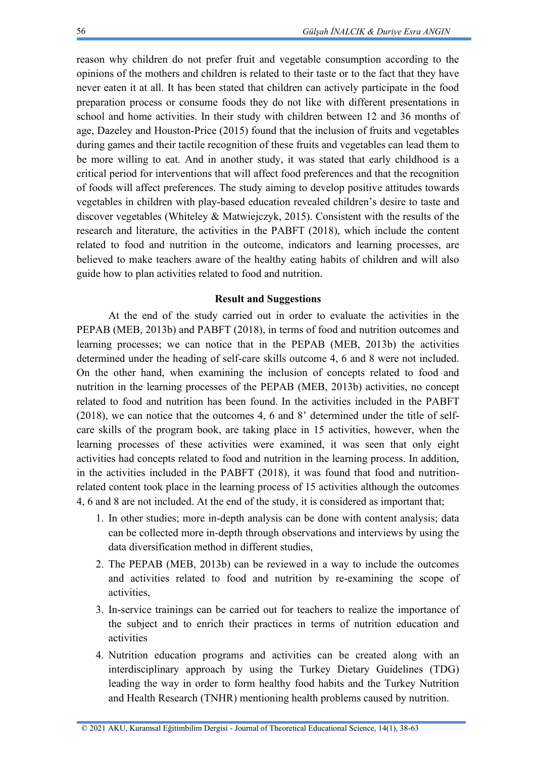reason why children do not prefer fruit and vegetable consumption according to the opinions of the mothers and children is related to their taste or to the fact that they have never eaten it at all. It has been stated that children can actively participate in the food preparation process or consume foods they do not like with different presentations in school and home activities. In their study with children between 12 and 36 months of age, Dazeley and Houston-Price (2015) found that the inclusion of fruits and vegetables during games and their tactile recognition of these fruits and vegetables can lead them to be more willing to eat. And in another study, it was stated that early childhood is a critical period for interventions that will affect food preferences and that the recognition of foods will affect preferences. The study aiming to develop positive attitudes towards vegetables in children with play-based education revealed children's desire to taste and discover vegetables (Whiteley & Matwiejczyk, 2015). Consistent with the results of the research and literature, the activities in the PABFT (2018), which include the content related to food and nutrition in the outcome, indicators and learning processes, are believed to make teachers aware of the healthy eating habits of children and will also guide how to plan activities related to food and nutrition.

## Result and Suggestions

At the end of the study carried out in order to evaluate the activities in the PEPAB (MEB, 2013b) and PABFT (2018), in terms of food and nutrition outcomes and learning processes; we can notice that in the PEPAB (MEB, 2013b) the activities determined under the heading of self-care skills outcome 4, 6 and 8 were not included. On the other hand, when examining the inclusion of concepts related to food and nutrition in the learning processes of the PEPAB (MEB, 2013b) activities, no concept related to food and nutrition has been found. In the activities included in the PABFT (2018), we can notice that the outcomes 4, 6 and 8' determined under the title of self-care skills of the program book, are taking place in 15 activities, however, when the learning processes of these activities were examined, it was seen that only eight activities had concepts related to food and nutrition in the learning process. In addition, in the activities included in the PABFT (2018), it was found that food and nutrition-related content took place in the learning process of 15 activities although the outcomes 4, 6 and 8 are not included. At the end of the study, it is considered as important that;

1. In other studies; more in-depth analysis can be done with content analysis; data can be collected more in-depth through observations and interviews by using the data diversification method in different studies,
2. The PEPAB (MEB, 2013b) can be reviewed in a way to include the outcomes and activities related to food and nutrition by re-examining the scope of activities,
3. In-service trainings can be carried out for teachers to realize the importance of the subject and to enrich their practices in terms of nutrition education and activities
4. Nutrition education programs and activities can be created along with an interdisciplinary approach by using the Turkey Dietary Guidelines (TDG) leading the way in order to form healthy food habits and the Turkey Nutrition and Health Research (TNHR) mentioning health problems caused by nutrition.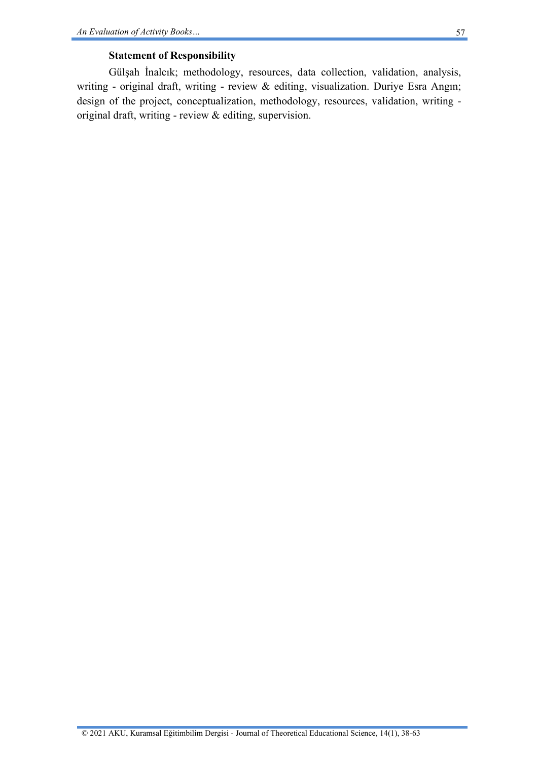### Statement of Responsibility

Gülşah İnalcık; methodology, resources, data collection, validation, analysis, writing - original draft, writing - review & editing, visualization. Duriye Esra Angın; design of the project, conceptualization, methodology, resources, validation, writing - original draft, writing - review & editing, supervision.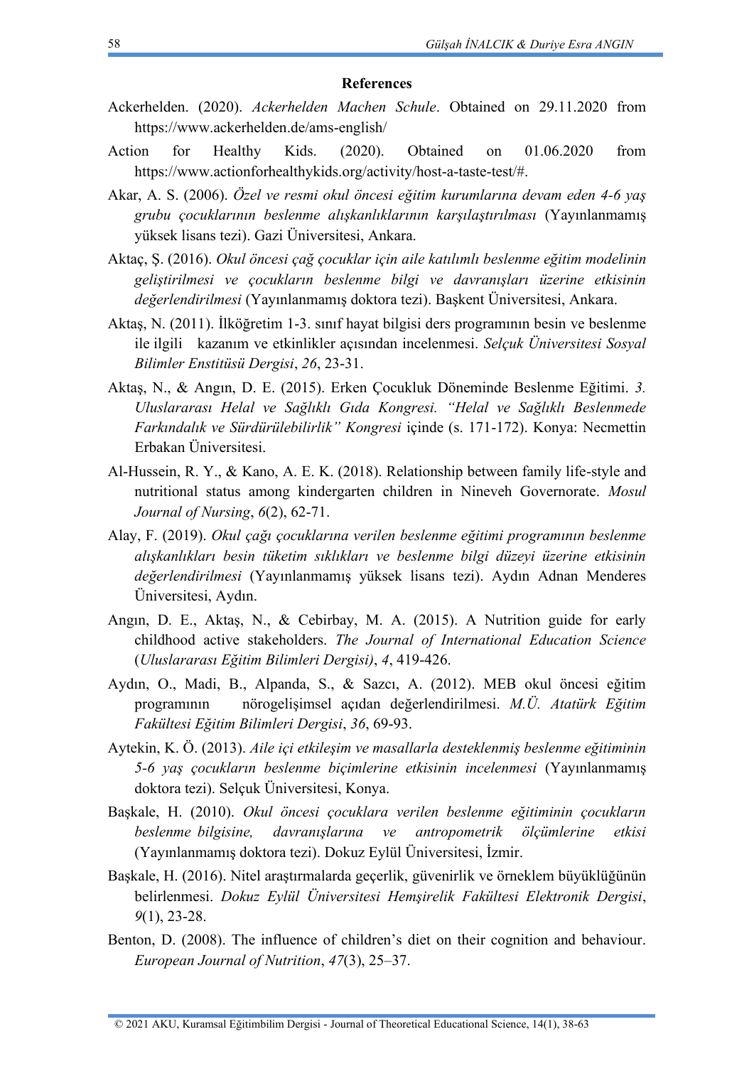**References**

Ackerhelden. (2020). *Ackerhelden Machen Schule*. Obtained on 29.11.2020 from https://www.ackerhelden.de/ams-english/

Action for Healthy Kids. (2020). Obtained on 01.06.2020 from https://www.actionforhealthykids.org/activity/host-a-taste-test/#.

Akar, A. S. (2006). *Özel ve resmi okul öncesi eğitim kurumlarına devam eden 4-6 yaş grubu çocuklarının beslenme alışkanlıklarının karşılaştırılması* (Yayınlanmamış yüksek lisans tezi). Gazi Üniversitesi, Ankara.

Aktaç, Ş. (2016). *Okul öncesi çağ çocuklar için aile katılımlı beslenme eğitim modelinin geliştirilmesi ve çocukların beslenme bilgi ve davranışları üzerine etkisinin değerlendirilmesi* (Yayınlanmamış doktora tezi). Başkent Üniversitesi, Ankara.

Aktaş, N. (2011). İlköğretim 1-3. sınıf hayat bilgisi ders programının besin ve beslenme ile ilgili kazanım ve etkinlikler açısından incelenmesi. *Selçuk Üniversitesi Sosyal Bilimler Enstitüsü Dergisi*, *26*, 23-31.

Aktaş, N., & Angın, D. E. (2015). Erken Çocukluk Döneminde Beslenme Eğitimi. *3. Uluslararası Helal ve Sağlıklı Gıda Kongresi. "Helal ve Sağlıklı Beslenmede Farkındalık ve Sürdürülebilirlik" Kongresi* içinde (s. 171-172). Konya: Necmettin Erbakan Üniversitesi.

Al-Hussein, R. Y., & Kano, A. E. K. (2018). Relationship between family life-style and nutritional status among kindergarten children in Nineveh Governorate. *Mosul Journal of Nursing*, *6*(2), 62-71.

Alay, F. (2019). *Okul çağı çocuklarına verilen beslenme eğitimi programının beslenme alışkanlıkları besin tüketim sıklıkları ve beslenme bilgi düzeyi üzerine etkisinin değerlendirilmesi* (Yayınlanmamış yüksek lisans tezi). Aydın Adnan Menderes Üniversitesi, Aydın.

Angın, D. E., Aktaş, N., & Cebirbay, M. A. (2015). A Nutrition guide for early childhood active stakeholders. *The Journal of International Education Science* (*Uluslararası Eğitim Bilimleri Dergisi)*, *4*, 419-426.

Aydın, O., Madi, B., Alpanda, S., & Sazcı, A. (2012). MEB okul öncesi eğitim programının nörogelişimsel açıdan değerlendirilmesi. *M.Ü. Atatürk Eğitim Fakültesi Eğitim Bilimleri Dergisi*, *36*, 69-93.

Aytekin, K. Ö. (2013). *Aile içi etkileşim ve masallarla desteklenmiş beslenme eğitiminin 5-6 yaş çocukların beslenme biçimlerine etkisinin incelenmesi* (Yayınlanmamış doktora tezi). Selçuk Üniversitesi, Konya.

Başkale, H. (2010). *Okul öncesi çocuklara verilen beslenme eğitiminin çocukların beslenme bilgisine, davranışlarına ve antropometrik ölçümlerine etkisi* (Yayınlanmamış doktora tezi). Dokuz Eylül Üniversitesi, İzmir.

Başkale, H. (2016). Nitel araştırmalarda geçerlik, güvenirlik ve örneklem büyüklüğünün belirlenmesi. *Dokuz Eylül Üniversitesi Hemşirelik Fakültesi Elektronik Dergisi*, *9*(1), 23-28.

Benton, D. (2008). The influence of children's diet on their cognition and behaviour. *European Journal of Nutrition*, *47*(3), 25–37.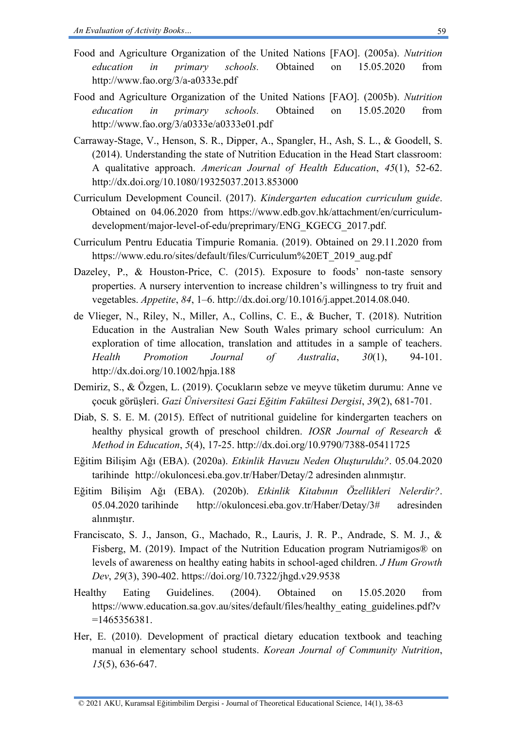Food and Agriculture Organization of the United Nations [FAO]. (2005a). *Nutrition education in primary schools.* Obtained on 15.05.2020 from http://www.fao.org/3/a-a0333e.pdf

Food and Agriculture Organization of the United Nations [FAO]. (2005b). *Nutrition education in primary schools.* Obtained on 15.05.2020 from http://www.fao.org/3/a0333e/a0333e01.pdf

Carraway-Stage, V., Henson, S. R., Dipper, A., Spangler, H., Ash, S. L., & Goodell, S. (2014). Understanding the state of Nutrition Education in the Head Start classroom: A qualitative approach. *American Journal of Health Education*, *45*(1), 52-62. http://dx.doi.org/10.1080/19325037.2013.853000

Curriculum Development Council. (2017). *Kindergarten education curriculum guide*. Obtained on 04.06.2020 from https://www.edb.gov.hk/attachment/en/curriculum-development/major-level-of-edu/preprimary/ENG_KGECG_2017.pdf.

Curriculum Pentru Educatia Timpurie Romania. (2019). Obtained on 29.11.2020 from https://www.edu.ro/sites/default/files/Curriculum%20ET_2019_aug.pdf

Dazeley, P., & Houston-Price, C. (2015). Exposure to foods' non-taste sensory properties. A nursery intervention to increase children's willingness to try fruit and vegetables. *Appetite*, *84*, 1–6. http://dx.doi.org/10.1016/j.appet.2014.08.040.

de Vlieger, N., Riley, N., Miller, A., Collins, C. E., & Bucher, T. (2018). Nutrition Education in the Australian New South Wales primary school curriculum: An exploration of time allocation, translation and attitudes in a sample of teachers. *Health Promotion Journal of Australia*, *30*(1), 94-101. http://dx.doi.org/10.1002/hpja.188

Demiriz, S., & Özgen, L. (2019). Çocukların sebze ve meyve tüketim durumu: Anne ve çocuk görüşleri. *Gazi Üniversitesi Gazi Eğitim Fakültesi Dergisi*, *39*(2), 681-701.

Diab, S. S. E. M. (2015). Effect of nutritional guideline for kindergarten teachers on healthy physical growth of preschool children. *IOSR Journal of Research & Method in Education*, *5*(4), 17-25. http://dx.doi.org/10.9790/7388-05411725

Eğitim Bilişim Ağı (EBA). (2020a). *Etkinlik Havuzu Neden Oluşturuldu?*. 05.04.2020 tarihinde http://okuloncesi.eba.gov.tr/Haber/Detay/2 adresinden alınmıştır.

Eğitim Bilişim Ağı (EBA). (2020b). *Etkinlik Kitabının Özellikleri Nelerdir?*. 05.04.2020 tarihinde http://okuloncesi.eba.gov.tr/Haber/Detay/3# adresinden alınmıştır.

Franciscato, S. J., Janson, G., Machado, R., Lauris, J. R. P., Andrade, S. M. J., & Fisberg, M. (2019). Impact of the Nutrition Education program Nutriamigos® on levels of awareness on healthy eating habits in school-aged children. *J Hum Growth Dev*, *29*(3), 390-402. https://doi.org/10.7322/jhgd.v29.9538

Healthy Eating Guidelines. (2004). Obtained on 15.05.2020 from https://www.education.sa.gov.au/sites/default/files/healthy_eating_guidelines.pdf?v=1465356381.

Her, E. (2010). Development of practical dietary education textbook and teaching manual in elementary school students. *Korean Journal of Community Nutrition*, *15*(5), 636-647.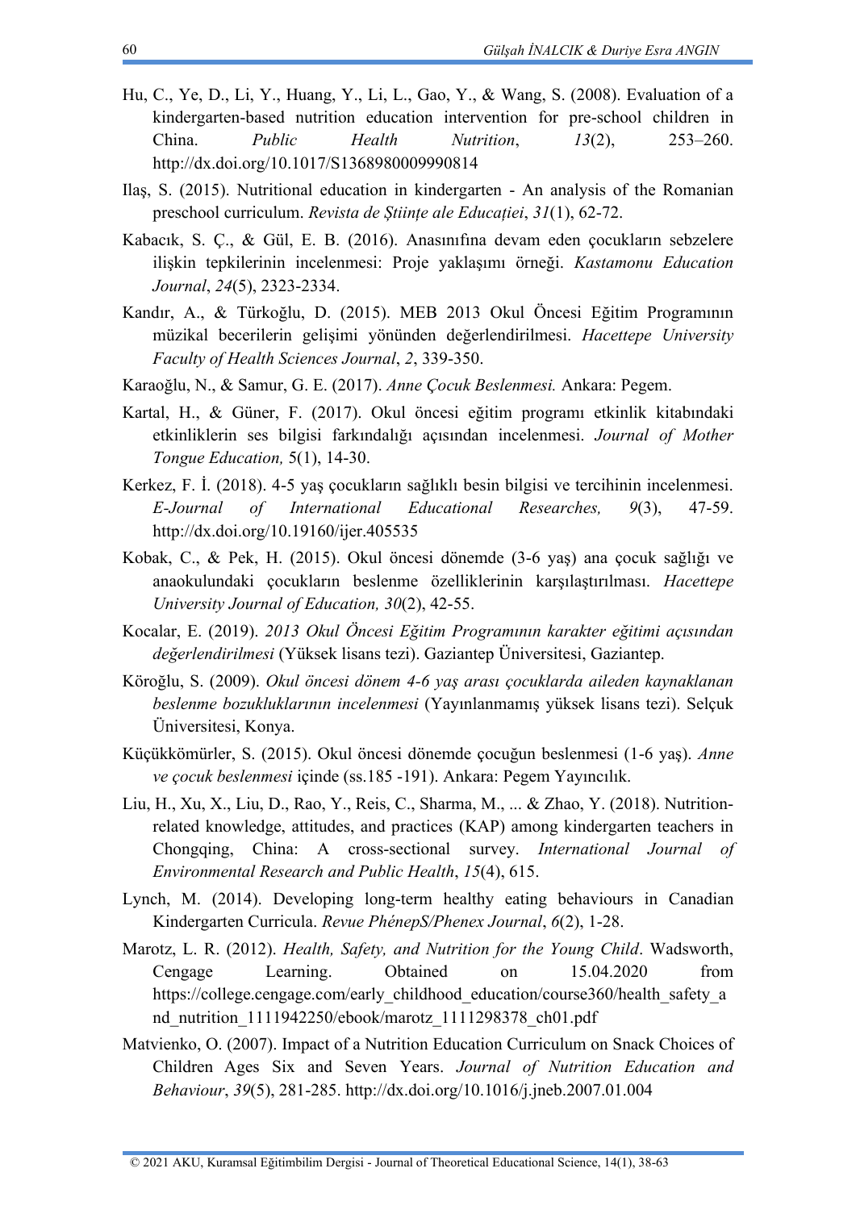Hu, C., Ye, D., Li, Y., Huang, Y., Li, L., Gao, Y., & Wang, S. (2008). Evaluation of a kindergarten-based nutrition education intervention for pre-school children in China. *Public Health Nutrition*, *13*(2), 253–260. http://dx.doi.org/10.1017/S1368980009990814

Ilaş, S. (2015). Nutritional education in kindergarten - An analysis of the Romanian preschool curriculum. *Revista de Ştiinţe ale Educaţiei*, *31*(1), 62-72.

Kabacık, S. Ç., & Gül, E. B. (2016). Anasınıfına devam eden çocukların sebzelere ilişkin tepkilerinin incelenmesi: Proje yaklaşımı örneği. *Kastamonu Education Journal*, *24*(5), 2323-2334.

Kandır, A., & Türkoğlu, D. (2015). MEB 2013 Okul Öncesi Eğitim Programının müzikal becerilerin gelişimi yönünden değerlendirilmesi. *Hacettepe University Faculty of Health Sciences Journal*, *2*, 339-350.

Karaoğlu, N., & Samur, G. E. (2017). *Anne Çocuk Beslenmesi.* Ankara: Pegem.

Kartal, H., & Güner, F. (2017). Okul öncesi eğitim programı etkinlik kitabındaki etkinliklerin ses bilgisi farkındalığı açısından incelenmesi. *Journal of Mother Tongue Education,* 5(1), 14-30.

Kerkez, F. İ. (2018). 4-5 yaş çocukların sağlıklı besin bilgisi ve tercihinin incelenmesi. *E-Journal of International Educational Researches, 9*(3), 47-59. http://dx.doi.org/10.19160/ijer.405535

Kobak, C., & Pek, H. (2015). Okul öncesi dönemde (3-6 yaş) ana çocuk sağlığı ve anaokulundaki çocukların beslenme özelliklerinin karşılaştırılması. *Hacettepe University Journal of Education, 30*(2), 42-55.

Kocalar, E. (2019). *2013 Okul Öncesi Eğitim Programının karakter eğitimi açısından değerlendirilmesi* (Yüksek lisans tezi). Gaziantep Üniversitesi, Gaziantep.

Köroğlu, S. (2009). *Okul öncesi dönem 4-6 yaş arası çocuklarda aileden kaynaklanan beslenme bozukluklarının incelenmesi* (Yayınlanmamış yüksek lisans tezi). Selçuk Üniversitesi, Konya.

Küçükkömürler, S. (2015). Okul öncesi dönemde çocuğun beslenmesi (1-6 yaş). *Anne ve çocuk beslenmesi* içinde (ss.185 -191). Ankara: Pegem Yayıncılık.

Liu, H., Xu, X., Liu, D., Rao, Y., Reis, C., Sharma, M., ... & Zhao, Y. (2018). Nutrition-related knowledge, attitudes, and practices (KAP) among kindergarten teachers in Chongqing, China: A cross-sectional survey. *International Journal of Environmental Research and Public Health*, *15*(4), 615.

Lynch, M. (2014). Developing long-term healthy eating behaviours in Canadian Kindergarten Curricula. *Revue PhénepS/Phenex Journal*, *6*(2), 1-28.

Marotz, L. R. (2012). *Health, Safety, and Nutrition for the Young Child*. Wadsworth, Cengage Learning. Obtained on 15.04.2020 from https://college.cengage.com/early_childhood_education/course360/health_safety_and_nutrition_1111942250/ebook/marotz_1111298378_ch01.pdf

Matvienko, O. (2007). Impact of a Nutrition Education Curriculum on Snack Choices of Children Ages Six and Seven Years. *Journal of Nutrition Education and Behaviour*, *39*(5), 281-285. http://dx.doi.org/10.1016/j.jneb.2007.01.004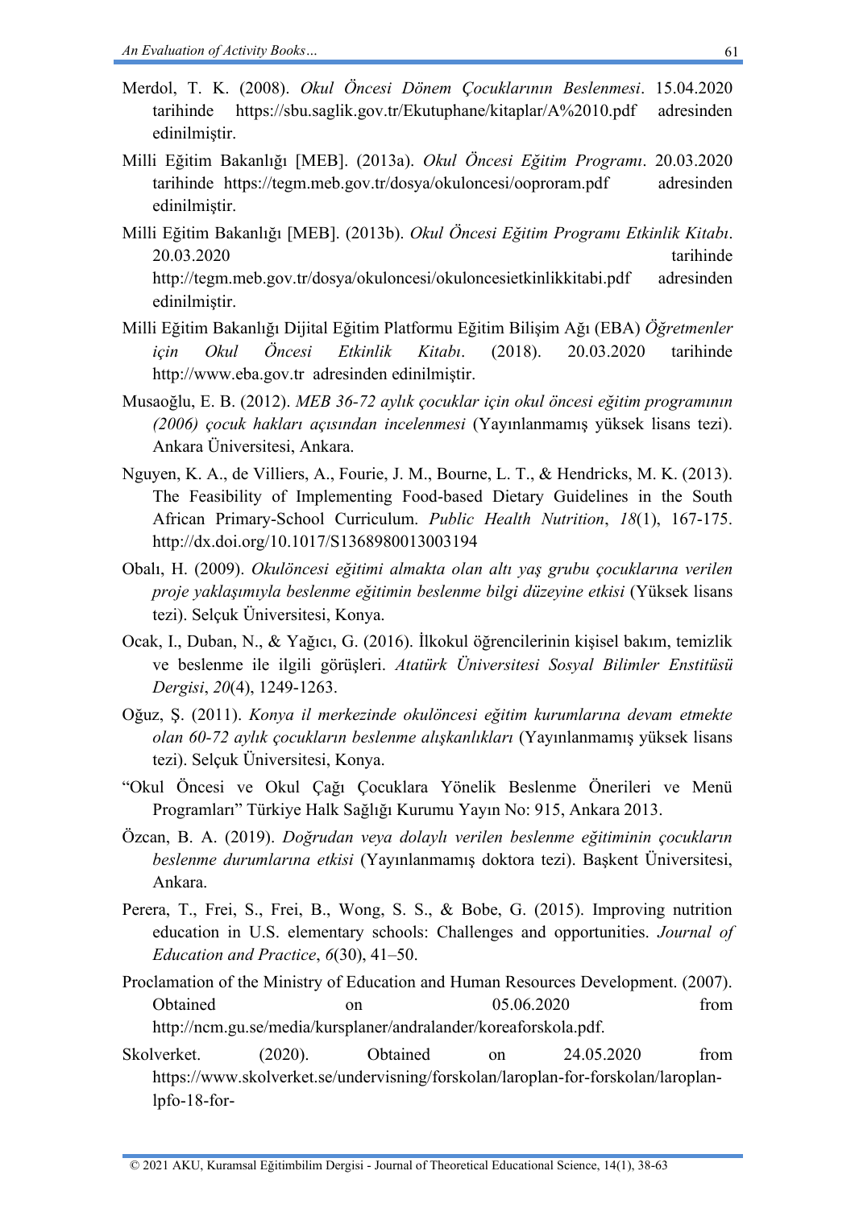Merdol, T. K. (2008). *Okul Öncesi Dönem Çocuklarının Beslenmesi*. 15.04.2020 tarihinde https://sbu.saglik.gov.tr/Ekutuphane/kitaplar/A%2010.pdf adresinden edinilmiştir.

Milli Eğitim Bakanlığı [MEB]. (2013a). *Okul Öncesi Eğitim Programı*. 20.03.2020 tarihinde https://tegm.meb.gov.tr/dosya/okuloncesi/ooproram.pdf adresinden edinilmiştir.

Milli Eğitim Bakanlığı [MEB]. (2013b). *Okul Öncesi Eğitim Programı Etkinlik Kitabı*. 20.03.2020 tarihinde http://tegm.meb.gov.tr/dosya/okuloncesi/okuloncesietkinlikkitabi.pdf adresinden edinilmiştir.

Milli Eğitim Bakanlığı Dijital Eğitim Platformu Eğitim Bilişim Ağı (EBA) *Öğretmenler için Okul Öncesi Etkinlik Kitabı*. (2018). 20.03.2020 tarihinde http://www.eba.gov.tr adresinden edinilmiştir.

Musaoğlu, E. B. (2012). *MEB 36-72 aylık çocuklar için okul öncesi eğitim programının (2006) çocuk hakları açısından incelenmesi* (Yayınlanmamış yüksek lisans tezi). Ankara Üniversitesi, Ankara.

Nguyen, K. A., de Villiers, A., Fourie, J. M., Bourne, L. T., & Hendricks, M. K. (2013). The Feasibility of Implementing Food-based Dietary Guidelines in the South African Primary-School Curriculum. *Public Health Nutrition*, *18*(1), 167-175. http://dx.doi.org/10.1017/S1368980013003194

Obalı, H. (2009). *Okulöncesi eğitimi almakta olan altı yaş grubu çocuklarına verilen proje yaklaşımıyla beslenme eğitimin beslenme bilgi düzeyine etkisi* (Yüksek lisans tezi). Selçuk Üniversitesi, Konya.

Ocak, I., Duban, N., & Yağıcı, G. (2016). İlkokul öğrencilerinin kişisel bakım, temizlik ve beslenme ile ilgili görüşleri. *Atatürk Üniversitesi Sosyal Bilimler Enstitüsü Dergisi*, *20*(4), 1249-1263.

Oğuz, Ş. (2011). *Konya il merkezinde okulöncesi eğitim kurumlarına devam etmekte olan 60-72 aylık çocukların beslenme alışkanlıkları* (Yayınlanmamış yüksek lisans tezi). Selçuk Üniversitesi, Konya.

"Okul Öncesi ve Okul Çağı Çocuklara Yönelik Beslenme Önerileri ve Menü Programları" Türkiye Halk Sağlığı Kurumu Yayın No: 915, Ankara 2013.

Özcan, B. A. (2019). *Doğrudan veya dolaylı verilen beslenme eğitiminin çocukların beslenme durumlarına etkisi* (Yayınlanmamış doktora tezi). Başkent Üniversitesi, Ankara.

Perera, T., Frei, S., Frei, B., Wong, S. S., & Bobe, G. (2015). Improving nutrition education in U.S. elementary schools: Challenges and opportunities. *Journal of Education and Practice*, *6*(30), 41–50.

Proclamation of the Ministry of Education and Human Resources Development. (2007). Obtained on 05.06.2020 from http://ncm.gu.se/media/kursplaner/andralander/koreaforskola.pdf.

Skolverket. (2020). Obtained on 24.05.2020 from https://www.skolverket.se/undervisning/forskolan/laroplan-for-forskolan/laroplan-lpfo-18-for-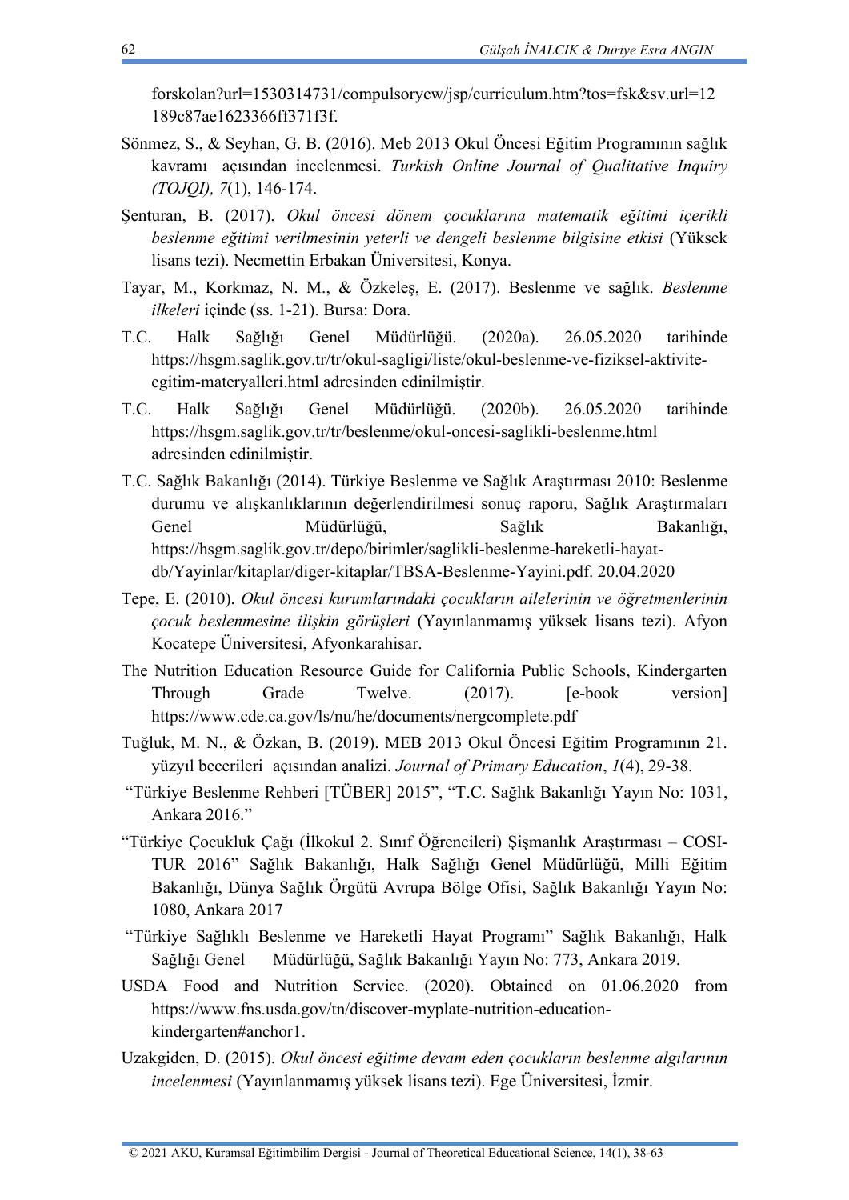forskolan?url=1530314731/compulsorycw/jsp/curriculum.htm?tos=fsk&sv.url=12189c87ae1623366ff371f3f.

Sönmez, S., & Seyhan, G. B. (2016). Meb 2013 Okul Öncesi Eğitim Programının sağlık kavramı açısından incelenmesi. *Turkish Online Journal of Qualitative Inquiry (TOJQI), 7*(1), 146-174.

Şenturan, B. (2017). *Okul öncesi dönem çocuklarına matematik eğitimi içerikli beslenme eğitimi verilmesinin yeterli ve dengeli beslenme bilgisine etkisi* (Yüksek lisans tezi). Necmettin Erbakan Üniversitesi, Konya.

Tayar, M., Korkmaz, N. M., & Özkeleş, E. (2017). Beslenme ve sağlık. *Beslenme ilkeleri* içinde (ss. 1-21). Bursa: Dora.

T.C. Halk Sağlığı Genel Müdürlüğü. (2020a). 26.05.2020 tarihinde https://hsgm.saglik.gov.tr/tr/okul-sagligi/liste/okul-beslenme-ve-fiziksel-aktivite-egitim-materyalleri.html adresinden edinilmiştir.

T.C. Halk Sağlığı Genel Müdürlüğü. (2020b). 26.05.2020 tarihinde https://hsgm.saglik.gov.tr/tr/beslenme/okul-oncesi-saglikli-beslenme.html adresinden edinilmiştir.

T.C. Sağlık Bakanlığı (2014). Türkiye Beslenme ve Sağlık Araştırması 2010: Beslenme durumu ve alışkanlıklarının değerlendirilmesi sonuç raporu, Sağlık Araştırmaları Genel Müdürlüğü, Sağlık Bakanlığı, https://hsgm.saglik.gov.tr/depo/birimler/saglikli-beslenme-hareketli-hayat-db/Yayinlar/kitaplar/diger-kitaplar/TBSA-Beslenme-Yayini.pdf. 20.04.2020

Tepe, E. (2010). *Okul öncesi kurumlarındaki çocukların ailelerinin ve öğretmenlerinin çocuk beslenmesine ilişkin görüşleri* (Yayınlanmamış yüksek lisans tezi). Afyon Kocatepe Üniversitesi, Afyonkarahisar.

The Nutrition Education Resource Guide for California Public Schools, Kindergarten Through Grade Twelve. (2017). [e-book version] https://www.cde.ca.gov/ls/nu/he/documents/nergcomplete.pdf

Tuğluk, M. N., & Özkan, B. (2019). MEB 2013 Okul Öncesi Eğitim Programının 21. yüzyıl becerileri açısından analizi. *Journal of Primary Education*, *1*(4), 29-38.

"Türkiye Beslenme Rehberi [TÜBER] 2015", "T.C. Sağlık Bakanlığı Yayın No: 1031, Ankara 2016."

"Türkiye Çocukluk Çağı (İlkokul 2. Sınıf Öğrencileri) Şişmanlık Araştırması – COSI-TUR 2016" Sağlık Bakanlığı, Halk Sağlığı Genel Müdürlüğü, Milli Eğitim Bakanlığı, Dünya Sağlık Örgütü Avrupa Bölge Ofisi, Sağlık Bakanlığı Yayın No: 1080, Ankara 2017

"Türkiye Sağlıklı Beslenme ve Hareketli Hayat Programı" Sağlık Bakanlığı, Halk Sağlığı Genel Müdürlüğü, Sağlık Bakanlığı Yayın No: 773, Ankara 2019.

USDA Food and Nutrition Service. (2020). Obtained on 01.06.2020 from https://www.fns.usda.gov/tn/discover-myplate-nutrition-education-kindergarten#anchor1.

Uzakgiden, D. (2015). *Okul öncesi eğitime devam eden çocukların beslenme algılarının incelenmesi* (Yayınlanmamış yüksek lisans tezi). Ege Üniversitesi, İzmir.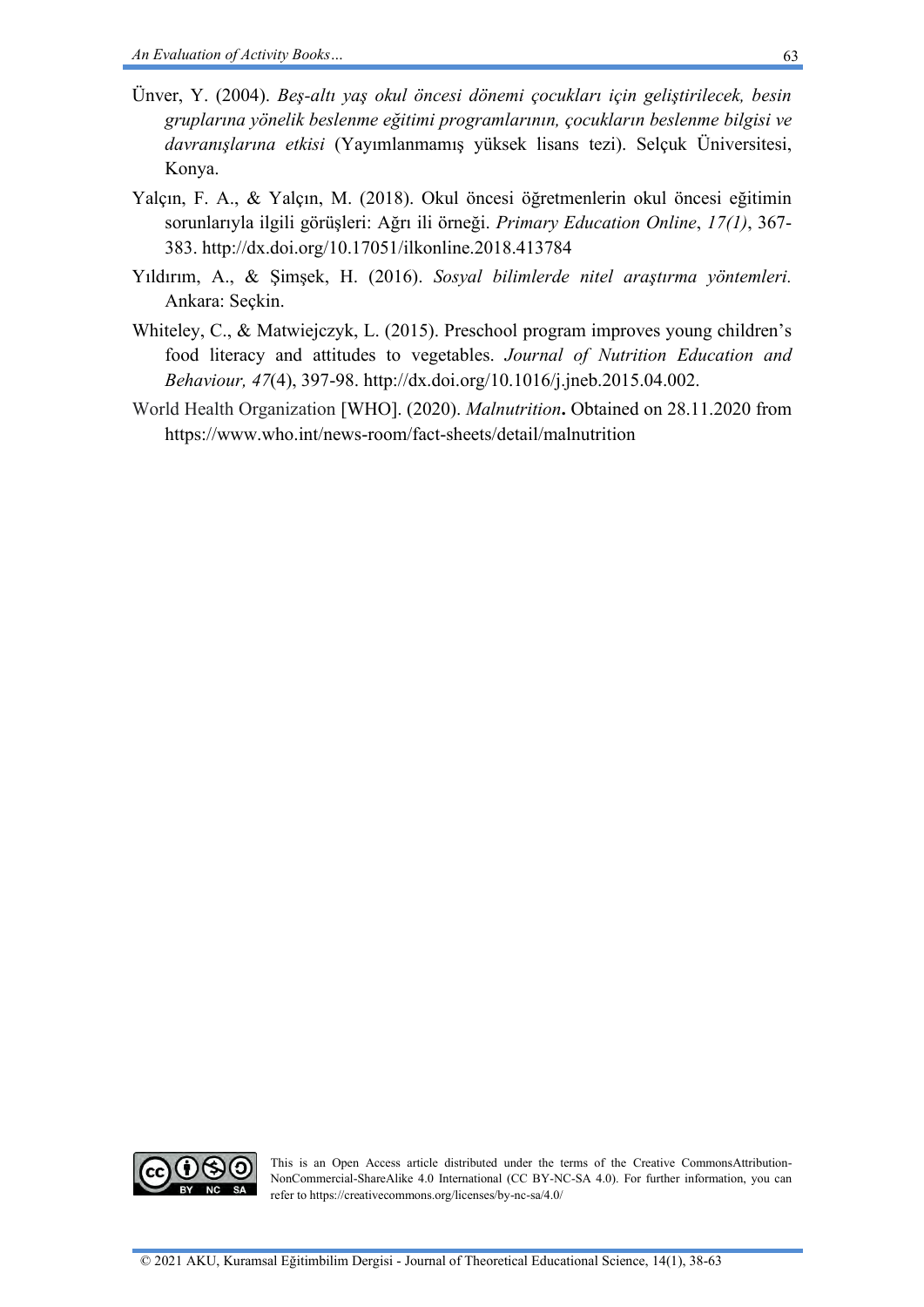Ünver, Y. (2004). *Beş-altı yaş okul öncesi dönemi çocukları için geliştirilecek, besin gruplarına yönelik beslenme eğitimi programlarının, çocukların beslenme bilgisi ve davranışlarına etkisi* (Yayımlanmamış yüksek lisans tezi). Selçuk Üniversitesi, Konya.

Yalçın, F. A., & Yalçın, M. (2018). Okul öncesi öğretmenlerin okul öncesi eğitimin sorunlarıyla ilgili görüşleri: Ağrı ili örneği. *Primary Education Online*, *17(1)*, 367-383. http://dx.doi.org/10.17051/ilkonline.2018.413784

Yıldırım, A., & Şimşek, H. (2016). *Sosyal bilimlerde nitel araştırma yöntemleri.* Ankara: Seçkin.

Whiteley, C., & Matwiejczyk, L. (2015). Preschool program improves young children's food literacy and attitudes to vegetables. *Journal of Nutrition Education and Behaviour, 47*(4), 397-98. http://dx.doi.org/10.1016/j.jneb.2015.04.002.

World Health Organization [WHO]. (2020). *Malnutrition***.** Obtained on 28.11.2020 from https://www.who.int/news-room/fact-sheets/detail/malnutrition

This is an Open Access article distributed under the terms of the Creative CommonsAttribution-NonCommercial-ShareAlike 4.0 International (CC BY-NC-SA 4.0). For further information, you can refer to https://creativecommons.org/licenses/by-nc-sa/4.0/